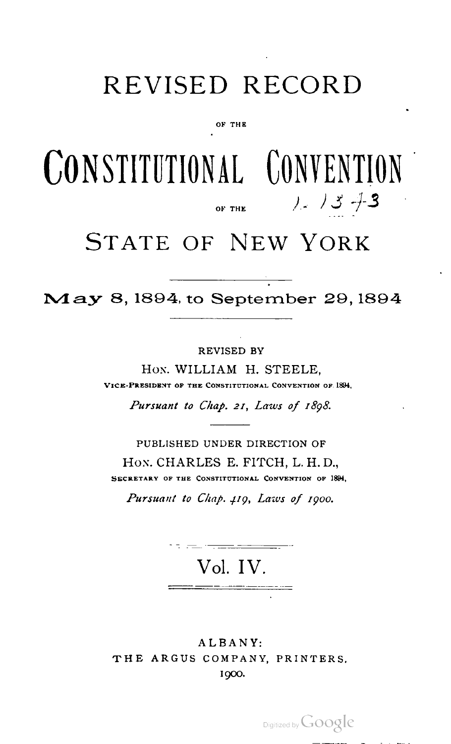# REVISED RECORD

OF THE

# CONSTITUTIONAL CONVENTION

OF THE

# STATE OF NEW YORK

## May 8, 1894, to September 29, 1894

REVISED BY

HON. WILLIAM H. STEELE,

VICE-PRESIDENT OF THE CONSTITUTIONAL CONVENTION OF 1894,

*Pursuant to Chap. 21, Laws of 1898.*

PUBLISHED UNDER DIRECTION OF

HON. CHARLES E. FITCH, L. H. D.,

SECRETARY OF THE CONSTITUTIONAL CONVENTION OF 1894,

*Pursuant to Chap. 419, Laws of 1900.*

## Vol. IV.

ALBANY:

THE ARGUS COMPANY, PRINTERS.

1900.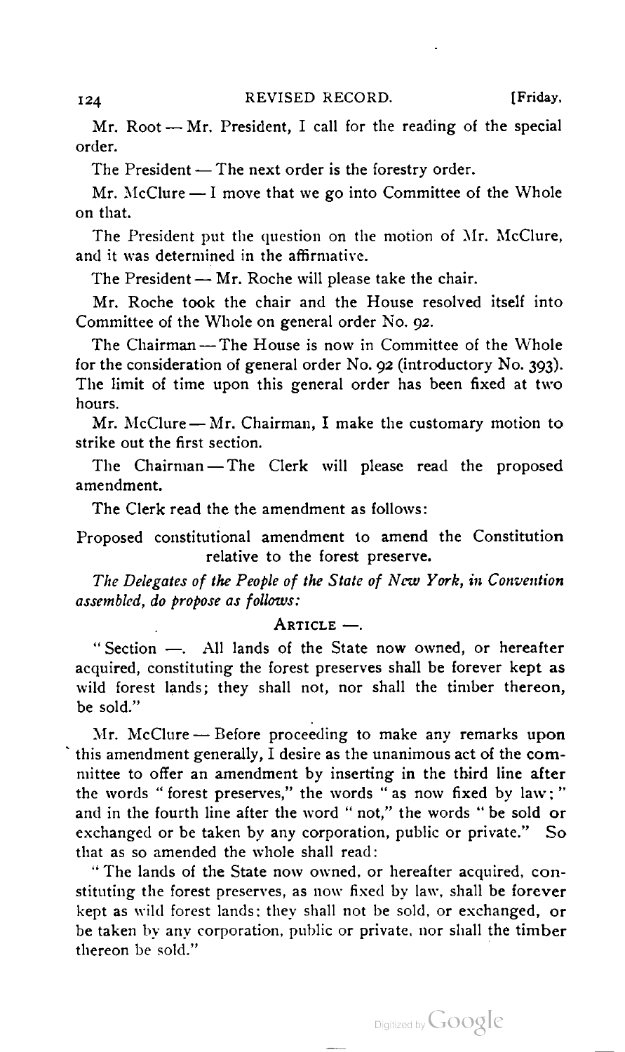Mr. Root — Mr. President, I call for the reading of the special order.

The President — The next order is the forestry order.

Mr. McClure — I move that we go into Committee of the Whole on that.

The President put the question on the motion of Mr. McClure, and it was determined in the affirmative.

The President — Mr. Roche will please take the chair.

Mr. Roche took the chair and the House resolved itself into Committee of the Whole on general order No. 92.

The Chairman — The House is now in Committee of the Whole for the consideration of general order No. 92 (introductory No. 393). The limit of time upon this general order has been fixed at two hours.

Mr. McClure — Mr. Chairman, I make the customary motion to strike out the first section.

The Chairman — The Clerk will please read the proposed amendment.

The Clerk read the the amendment as follows:

Proposed constitutional amendment to amend the Constitution relative to the forest preserve.

*The Delegates of the People of the State of New York, in Convention assembled, do propose as follows:*

ARTICLE —.

"Section —. All lands of the State now owned, or hereafter acquired, constituting the forest preserves shall be forever kept as wild forest lands; they shall not, nor shall the timber thereon, be sold."

Mr. McClure — Before proceeding to make any remarks upon this amendment generally, I desire as the unanimous act of the committee to offer an amendment by inserting in the third line after the words "forest preserves," the words "as now fixed by law;" and in the fourth line after the word "not," the words "be sold or exchanged or be taken by any corporation, public or private." So that as so amended the whole shall read:

"The lands of the State now owned, or hereafter acquired, constituting the forest preserves, as now fixed by law, shall be forever kept as wild forest lands; they shall not be sold, or exchanged, or be taken by any corporation, public or private, nor shall the timber thereon be sold."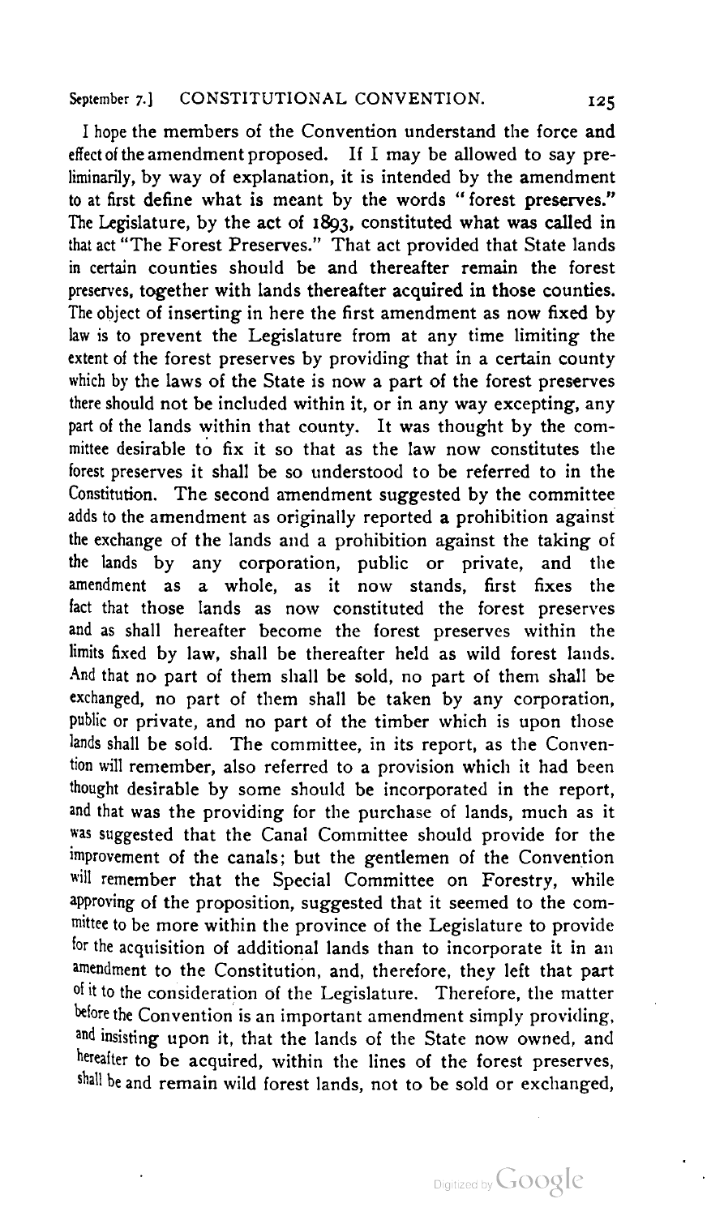I hope the members of the Convention understand the force and effect of the amendment proposed. If I may be allowed to say preliminarily, by way of explanation, it is intended by the amendment to at first define what is meant by the words "forest preserves." The Legislature, by the act of 1893, constituted what was called in that act "The Forest Preserves." That act provided that State lands in certain counties should be and thereafter remain the forest preserves, together with lands thereafter acquired in those counties. The object of inserting in here the first amendment as now fixed by law is to prevent the Legislature from at any time limiting the extent of the forest preserves by providing that in a certain county which by the laws of the State is now a part of the forest preserves there should not be included within it, or in any way excepting, any part of the lands within that county. It was thought by the committee desirable to fix it so that as the law now constitutes the forest preserves it shall be so understood to be referred to in the Constitution. The second amendment suggested by the committee adds to the amendment as originally reported a prohibition against the exchange of the lands and a prohibition against the taking of the lands by any corporation, public or private, and the amendment as a whole, as it now stands, first fixes the fact that those lands as now constituted the forest preserves and as shall hereafter become the forest preserves within the limits fixed by law, shall be thereafter held as wild forest lands. And that no part of them shall be sold, no part of them shall be exchanged, no part of them shall be taken by any corporation, public or private, and no part of the timber which is upon those lands shall be sold. The committee, in its report, as the Convention will remember, also referred to a provision which it had been thought desirable by some should be incorporated in the report, and that was the providing for the purchase of lands, much as it was suggested that the Canal Committee should provide for the improvement of the canals; but the gentlemen of the Convention will remember that the Special Committee on Forestry, while approving of the proposition, suggested that it seemed to the committee to be more within the province of the Legislature to provide for the acquisition of additional lands than to incorporate it in an amendment to the Constitution, and, therefore, they left that part of it to the consideration of the Legislature. Therefore, the matter before the Convention is an important amendment simply providing, and insisting upon it, that the lands of the State now owned, and hereafter to be acquired, within the lines of the forest preserves, shall be and remain wild forest lands, not to be sold or exchanged,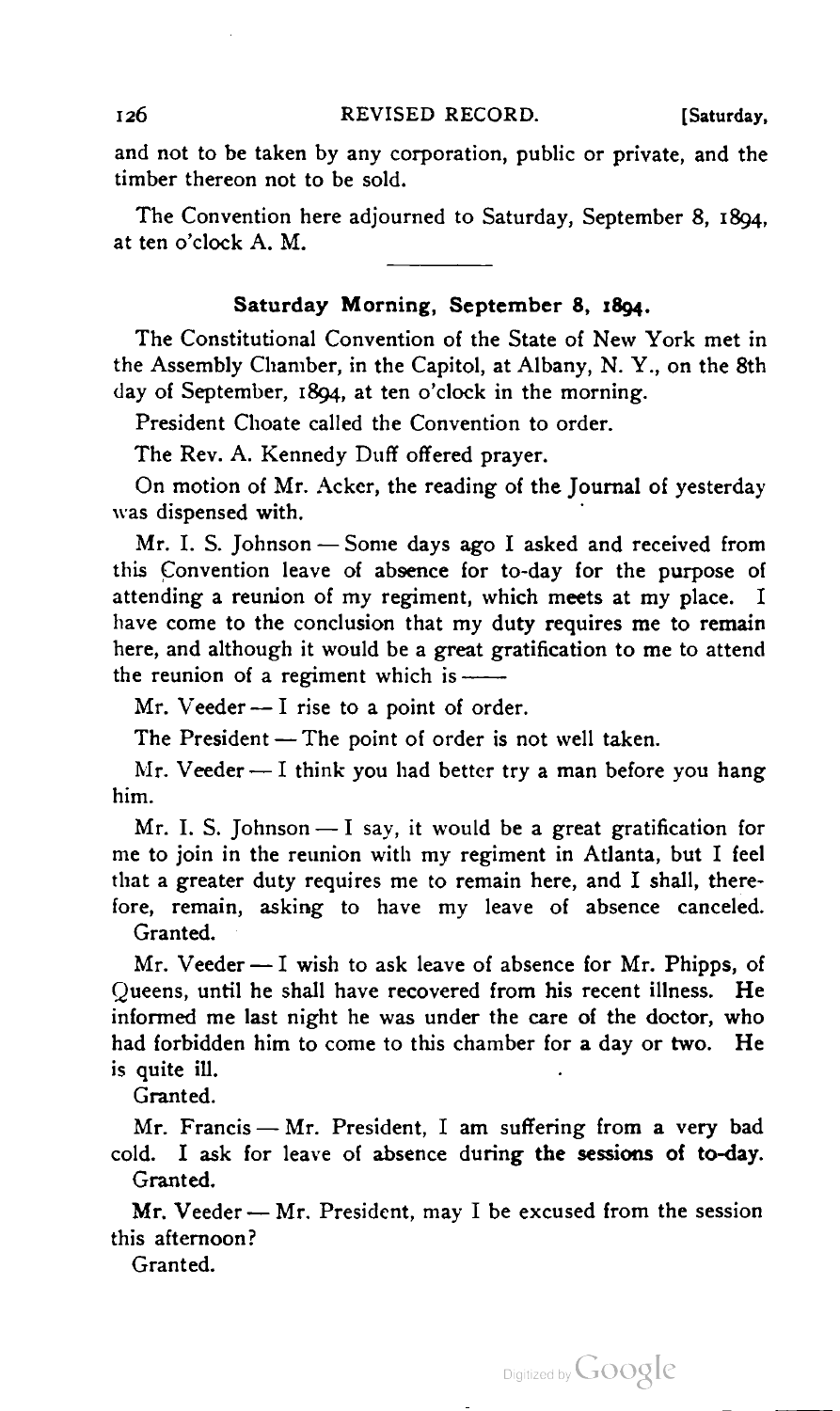and not to be taken by any corporation, public or private, and the timber thereon not to be sold.

The Convention here adjourned to Saturday, September 8, 1894, at ten o'clock A. M.

---

### Saturday Morning, September 8, 1894.

The Constitutional Convention of the State of New York met in the Assembly Chamber, in the Capitol, at Albany, N. Y., on the 8th day of September, 1894, at ten o'clock in the morning.

President Choate called the Convention to order.

The Rev. A. Kennedy Duff offered prayer.

On motion of Mr. Acker, the reading of the Journal of yesterday was dispensed with.

Mr. I. S. Johnson — Some days ago I asked and received from this Convention leave of absence for to-day for the purpose of attending a reunion of my regiment, which meets at my place. I have come to the conclusion that my duty requires me to remain here, and although it would be a great gratification to me to attend the reunion of a regiment which is ——

Mr. Veeder — I rise to a point of order.

The President — The point of order is not well taken.

Mr. Veeder — I think you had better try a man before you hang him.

Mr. I. S. Johnson — I say, it would be a great gratification for me to join in the reunion with my regiment in Atlanta, but I feel that a greater duty requires me to remain here, and I shall, therefore, remain, asking to have my leave of absence canceled.

Granted.

Mr. Veeder — I wish to ask leave of absence for Mr. Phipps, of Queens, until he shall have recovered from his recent illness. He informed me last night he was under the care of the doctor, who had forbidden him to come to this chamber for a day or two. He is quite ill.

Granted.

Mr. Francis — Mr. President, I am suffering from a very bad cold. I ask for leave of absence during the sessions of to-day.

Granted.

Mr. Veeder — Mr. President, may I be excused from the session this afternoon?

Granted.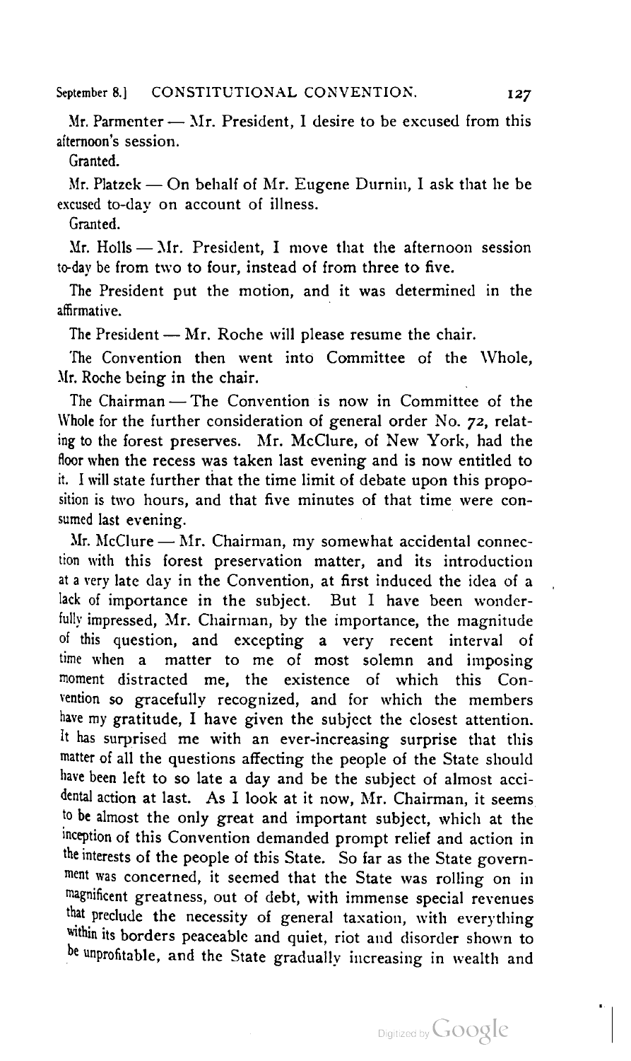Mr. Parmenter — Mr. President, I desire to be excused from this afternoon's session.

Granted.

Mr. Platzek — On behalf of Mr. Eugene Durnin, I ask that he be excused to-day on account of illness.

Granted.

Mr. Holls — Mr. President, I move that the afternoon session to-day be from two to four, instead of from three to five.

The President put the motion, and it was determined in the affirmative.

The President — Mr. Roche will please resume the chair.

The Convention then went into Committee of the Whole, Mr. Roche being in the chair.

The Chairman — The Convention is now in Committee of the Whole for the further consideration of general order No. 72, relating to the forest preserves. Mr. McClure, of New York, had the floor when the recess was taken last evening and is now entitled to it. I will state further that the time limit of debate upon this proposition is two hours, and that five minutes of that time were consumed last evening.

Mr. McClure — Mr. Chairman, my somewhat accidental connection with this forest preservation matter, and its introduction at a very late day in the Convention, at first induced the idea of a lack of importance in the subject. But I have been wonderfully impressed, Mr. Chairman, by the importance, the magnitude of this question, and excepting a very recent interval of time when a matter to me of most solemn and imposing moment distracted me, the existence of which this Convention so gracefully recognized, and for which the members have my gratitude, I have given the subject the closest attention. It has surprised me with an ever-increasing surprise that this matter of all the questions affecting the people of the State should have been left to so late a day and be the subject of almost accidental action at last. As I look at it now, Mr. Chairman, it seems to be almost the only great and important subject, which at the inception of this Convention demanded prompt relief and action in the interests of the people of this State. So far as the State government was concerned, it seemed that the State was rolling on in magnificent greatness, out of debt, with immense special revenues that preclude the necessity of general taxation, with everything within its borders peaceable and quiet, riot and disorder shown to be unprofitable, and the State gradually increasing in wealth and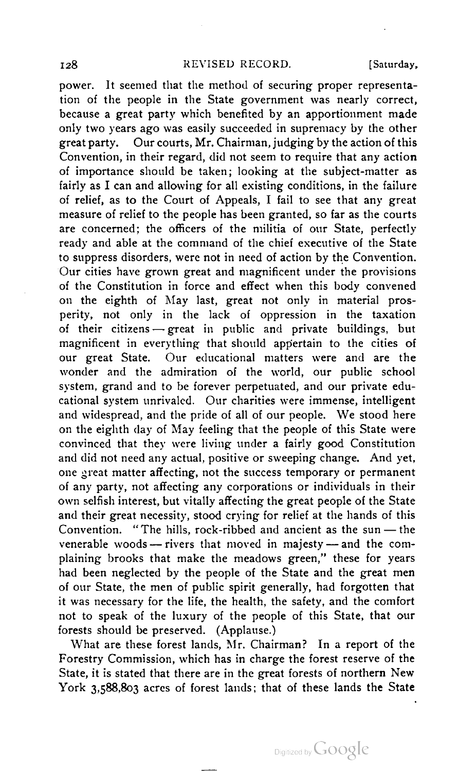power. It seemed that the method of securing proper representation of the people in the State government was nearly correct, because a great party which benefited by an apportionment made only two years ago was easily succeeded in supremacy by the other great party. Our courts, Mr. Chairman, judging by the action of this Convention, in their regard, did not seem to require that any action of importance should be taken; looking at the subject-matter as fairly as I can and allowing for all existing conditions, in the failure of relief, as to the Court of Appeals, I fail to see that any great measure of relief to the people has been granted, so far as the courts are concerned; the officers of the militia of our State, perfectly ready and able at the command of the chief executive of the State to suppress disorders, were not in need of action by the Convention. Our cities have grown great and magnificent under the provisions of the Constitution in force and effect when this body convened on the eighth of May last, great not only in material prosperity, not only in the lack of oppression in the taxation of their citizens — great in public and private buildings, but magnificent in everything that should appertain to the cities of our great State. Our educational matters were and are the wonder and the admiration of the world, our public school system, grand and to be forever perpetuated, and our private educational system unrivaled. Our charities were immense, intelligent and widespread, and the pride of all of our people. We stood here on the eighth day of May feeling that the people of this State were convinced that they were living under a fairly good Constitution and did not need any actual, positive or sweeping change. And yet, one great matter affecting, not the success temporary or permanent of any party, not affecting any corporations or individuals in their own selfish interest, but vitally affecting the great people of the State and their great necessity, stood crying for relief at the hands of this Convention. "The hills, rock-ribbed and ancient as the sun — the venerable woods — rivers that moved in majesty — and the complaining brooks that make the meadows green," these for years had been neglected by the people of the State and the great men of our State, the men of public spirit generally, had forgotten that it was necessary for the life, the health, the safety, and the comfort not to speak of the luxury of the people of this State, that our forests should be preserved. (Applause.)

What are these forest lands, Mr. Chairman? In a report of the Forestry Commission, which has in charge the forest reserve of the State, it is stated that there are in the great forests of northern New York 3,588,803 acres of forest lands; that of these lands the State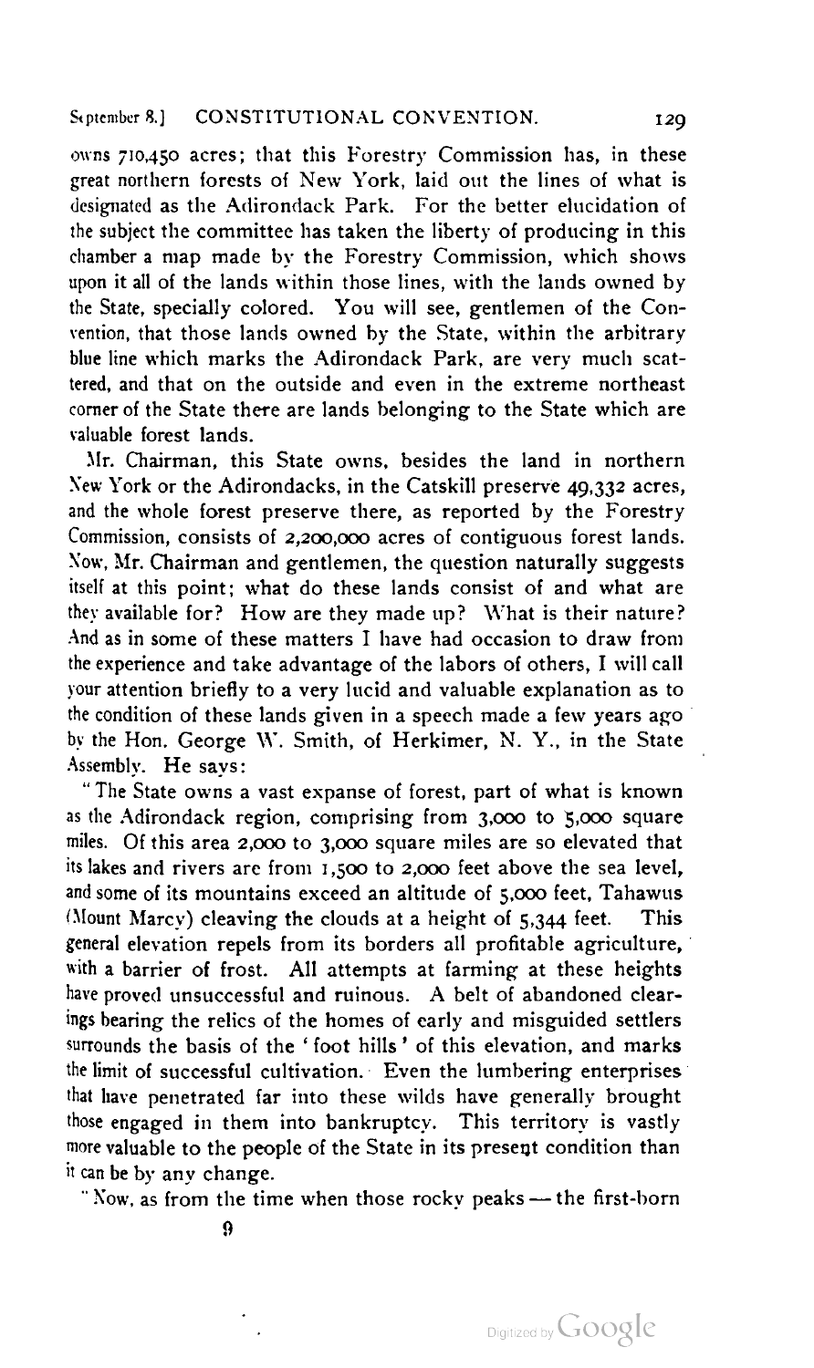owns 710,450 acres; that this Forestry Commission has, in these great northern forests of New York, laid out the lines of what is designated as the Adirondack Park. For the better elucidation of the subject the committee has taken the liberty of producing in this chamber a map made by the Forestry Commission, which shows upon it all of the lands within those lines, with the lands owned by the State, specially colored. You will see, gentlemen of the Convention, that those lands owned by the State, within the arbitrary blue line which marks the Adirondack Park, are very much scattered, and that on the outside and even in the extreme northeast corner of the State there are lands belonging to the State which are valuable forest lands.

Mr. Chairman, this State owns, besides the land in northern New York or the Adirondacks, in the Catskill preserve 49,332 acres, and the whole forest preserve there, as reported by the Forestry Commission, consists of 2,200,000 acres of contiguous forest lands. Now, Mr. Chairman and gentlemen, the question naturally suggests itself at this point; what do these lands consist of and what are they available for? How are they made up? What is their nature? And as in some of these matters I have had occasion to draw from the experience and take advantage of the labors of others, I will call your attention briefly to a very lucid and valuable explanation as to the condition of these lands given in a speech made a few years ago by the Hon. George W. Smith, of Herkimer, N. Y., in the State Assembly. He says:

"The State owns a vast expanse of forest, part of what is known as the Adirondack region, comprising from 3,000 to 5,000 square miles. Of this area 2,000 to 3,000 square miles are so elevated that its lakes and rivers are from 1,500 to 2,000 feet above the sea level, and some of its mountains exceed an altitude of 5,000 feet, Tahawus (Mount Marcy) cleaving the clouds at a height of 5,344 feet. This general elevation repels from its borders all profitable agriculture, with a barrier of frost. All attempts at farming at these heights have proved unsuccessful and ruinous. A belt of abandoned clearings bearing the relics of the homes of early and misguided settlers surrounds the basis of the 'foot hills' of this elevation, and marks the limit of successful cultivation. Even the lumbering enterprises that have penetrated far into these wilds have generally brought those engaged in them into bankruptcy. This territory is vastly more valuable to the people of the State in its present condition than it can be by any change.

"Now, as from the time when those rocky peaks — the first-born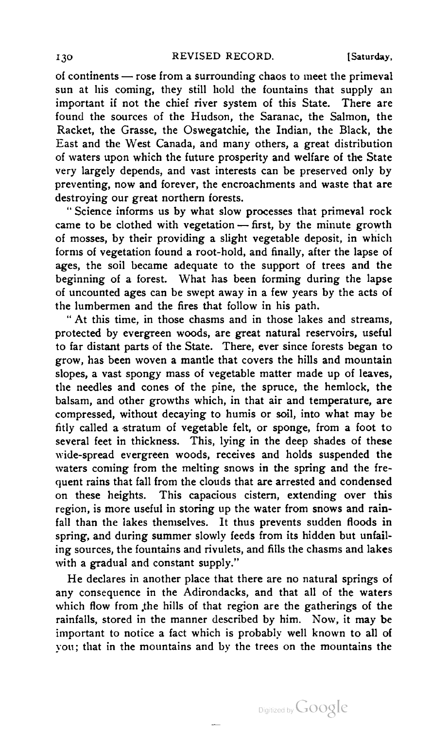of continents — rose from a surrounding chaos to meet the primeval sun at his coming, they still hold the fountains that supply an important if not the chief river system of this State. There are found the sources of the Hudson, the Saranac, the Salmon, the Racket, the Grasse, the Oswegatchie, the Indian, the Black, the East and the West Canada, and many others, a great distribution of waters upon which the future prosperity and welfare of the State very largely depends, and vast interests can be preserved only by preventing, now and forever, the encroachments and waste that are destroying our great northern forests.

"Science informs us by what slow processes that primeval rock came to be clothed with vegetation — first, by the minute growth of mosses, by their providing a slight vegetable deposit, in which forms of vegetation found a root-hold, and finally, after the lapse of ages, the soil became adequate to the support of trees and the beginning of a forest. What has been forming during the lapse of uncounted ages can be swept away in a few years by the acts of the lumbermen and the fires that follow in his path.

"At this time, in those chasms and in those lakes and streams, protected by evergreen woods, are great natural reservoirs, useful to far distant parts of the State. There, ever since forests began to grow, has been woven a mantle that covers the hills and mountain slopes, a vast spongy mass of vegetable matter made up of leaves, the needles and cones of the pine, the spruce, the hemlock, the balsam, and other growths which, in that air and temperature, are compressed, without decaying to humis or soil, into what may be fitly called a stratum of vegetable felt, or sponge, from a foot to several feet in thickness. This, lying in the deep shades of these wide-spread evergreen woods, receives and holds suspended the waters coming from the melting snows in the spring and the frequent rains that fall from the clouds that are arrested and condensed on these heights. This capacious cistern, extending over this region, is more useful in storing up the water from snows and rainfall than the lakes themselves. It thus prevents sudden floods in spring, and during summer slowly feeds from its hidden but unfailing sources, the fountains and rivulets, and fills the chasms and lakes with a gradual and constant supply."

He declares in another place that there are no natural springs of any consequence in the Adirondacks, and that all of the waters which flow from the hills of that region are the gatherings of the rainfalls, stored in the manner described by him. Now, it may be important to notice a fact which is probably well known to all of you; that in the mountains and by the trees on the mountains the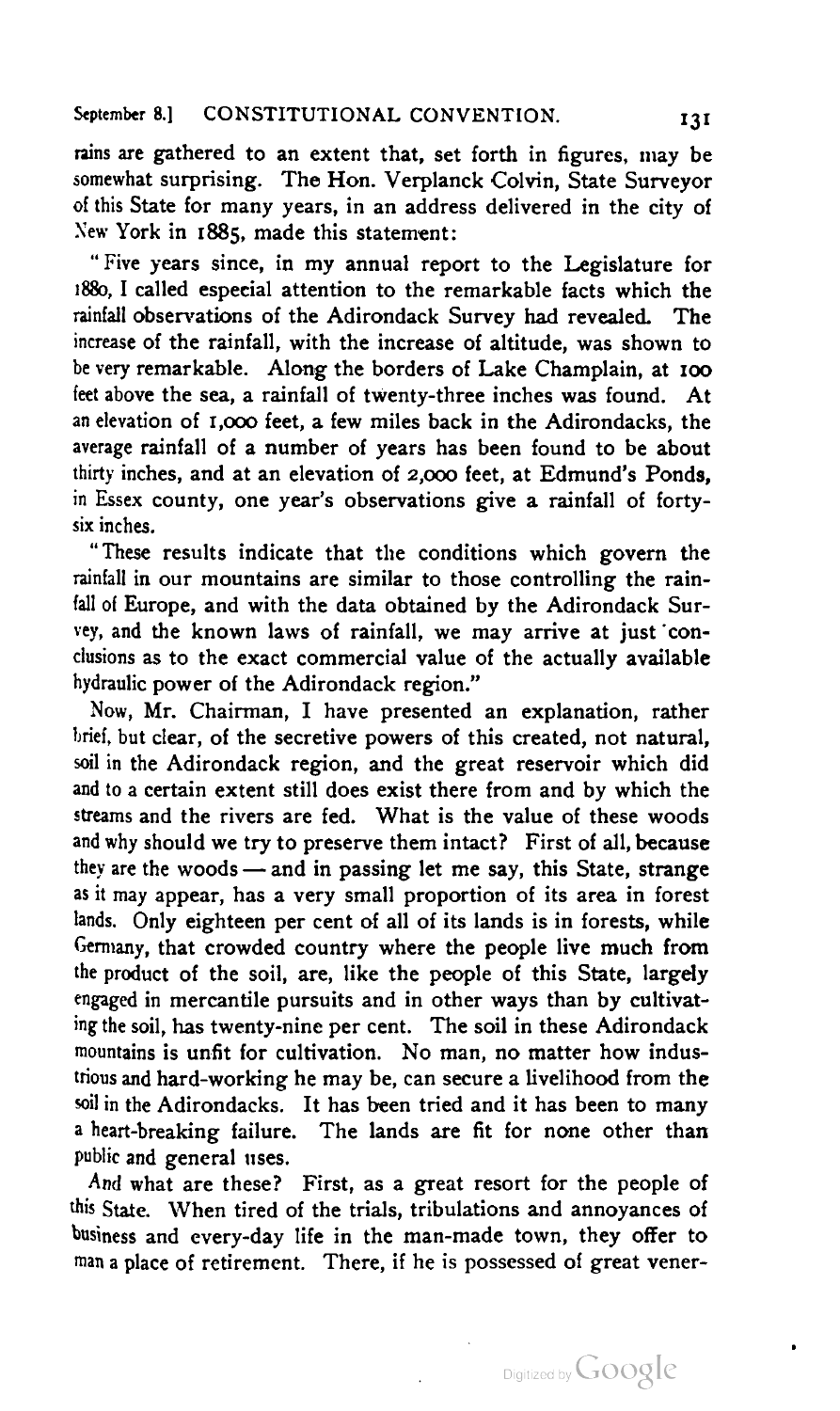rains are gathered to an extent that, set forth in figures, may be somewhat surprising. The Hon. Verplanck Colvin, State Surveyor of this State for many years, in an address delivered in the city of New York in 1885, made this statement:

"Five years since, in my annual report to the Legislature for 1880, I called especial attention to the remarkable facts which the rainfall observations of the Adirondack Survey had revealed. The increase of the rainfall, with the increase of altitude, was shown to be very remarkable. Along the borders of Lake Champlain, at 100 feet above the sea, a rainfall of twenty-three inches was found. At an elevation of 1,000 feet, a few miles back in the Adirondacks, the average rainfall of a number of years has been found to be about thirty inches, and at an elevation of 2,000 feet, at Edmund's Ponds, in Essex county, one year's observations give a rainfall of forty-six inches.

"These results indicate that the conditions which govern the rainfall in our mountains are similar to those controlling the rainfall of Europe, and with the data obtained by the Adirondack Survey, and the known laws of rainfall, we may arrive at just conclusions as to the exact commercial value of the actually available hydraulic power of the Adirondack region."

Now, Mr. Chairman, I have presented an explanation, rather brief, but clear, of the secretive powers of this created, not natural, soil in the Adirondack region, and the great reservoir which did and to a certain extent still does exist there from and by which the streams and the rivers are fed. What is the value of these woods and why should we try to preserve them intact? First of all, because they are the woods — and in passing let me say, this State, strange as it may appear, has a very small proportion of its area in forest lands. Only eighteen per cent of all of its lands is in forests, while Germany, that crowded country where the people live much from the product of the soil, are, like the people of this State, largely engaged in mercantile pursuits and in other ways than by cultivating the soil, has twenty-nine per cent. The soil in these Adirondack mountains is unfit for cultivation. No man, no matter how industrious and hard-working he may be, can secure a livelihood from the soil in the Adirondacks. It has been tried and it has been to many a heart-breaking failure. The lands are fit for none other than public and general uses.

And what are these? First, as a great resort for the people of this State. When tired of the trials, tribulations and annoyances of business and every-day life in the man-made town, they offer to man a place of retirement. There, if he is possessed of great vener-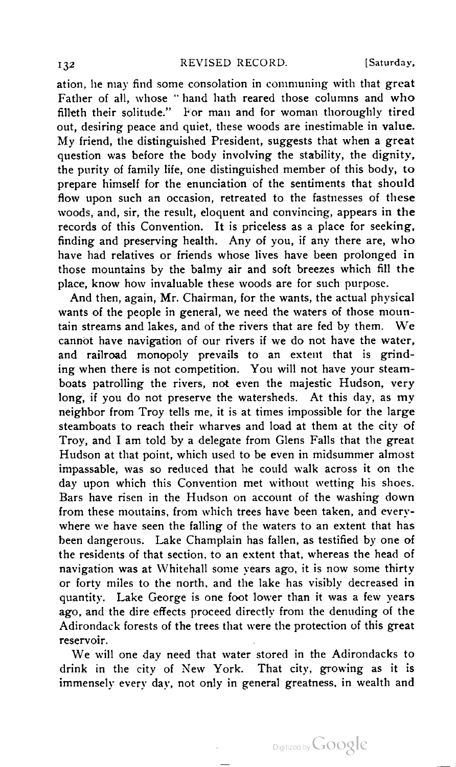ation, he may find some consolation in communing with that great Father of all, whose " hand hath reared those columns and who filleth their solitude." For man and for woman thoroughly tired out, desiring peace and quiet, these woods are inestimable in value. My friend, the distinguished President, suggests that when a great question was before the body involving the stability, the dignity, the purity of family life, one distinguished member of this body, to prepare himself for the enunciation of the sentiments that should flow upon such an occasion, retreated to the fastnesses of these woods, and, sir, the result, eloquent and convincing, appears in the records of this Convention. It is priceless as a place for seeking, finding and preserving health. Any of you, if any there are, who have had relatives or friends whose lives have been prolonged in those mountains by the balmy air and soft breezes which fill the place, know how invaluable these woods are for such purpose.

And then, again, Mr. Chairman, for the wants, the actual physical wants of the people in general, we need the waters of those mountain streams and lakes, and of the rivers that are fed by them. We cannot have navigation of our rivers if we do not have the water, and railroad monopoly prevails to an extent that is grinding when there is not competition. You will not have your steamboats patrolling the rivers, not even the majestic Hudson, very long, if you do not preserve the watersheds. At this day, as my neighbor from Troy tells me, it is at times impossible for the large steamboats to reach their wharves and load at them at the city of Troy, and I am told by a delegate from Glens Falls that the great Hudson at that point, which used to be even in midsummer almost impassable, was so reduced that he could walk across it on the day upon which this Convention met without wetting his shoes. Bars have risen in the Hudson on account of the washing down from these moutains, from which trees have been taken, and everywhere we have seen the falling of the waters to an extent that has been dangerous. Lake Champlain has fallen, as testified by one of the residents of that section, to an extent that, whereas the head of navigation was at Whitehall some years ago, it is now some thirty or forty miles to the north, and the lake has visibly decreased in quantity. Lake George is one foot lower than it was a few years ago, and the dire effects proceed directly from the denuding of the Adirondack forests of the trees that were the protection of this great reservoir.

We will one day need that water stored in the Adirondacks to drink in the city of New York. That city, growing as it is immensely every day, not only in general greatness, in wealth and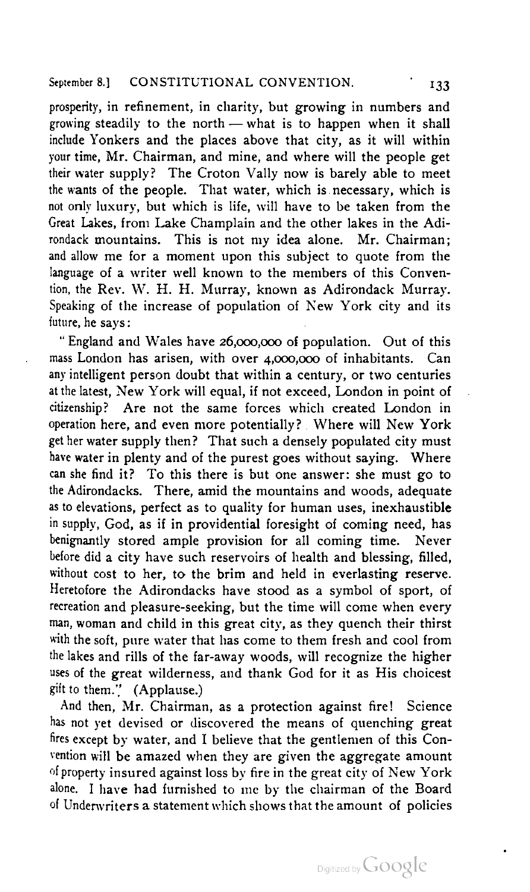prosperity, in refinement, in charity, but growing in numbers and growing steadily to the north — what is to happen when it shall include Yonkers and the places above that city, as it will within your time, Mr. Chairman, and mine, and where will the people get their water supply? The Croton Vally now is barely able to meet the wants of the people. That water, which is necessary, which is not only luxury, but which is life, will have to be taken from the Great Lakes, from Lake Champlain and the other lakes in the Adirondack mountains. This is not my idea alone. Mr. Chairman; and allow me for a moment upon this subject to quote from the language of a writer well known to the members of this Convention, the Rev. W. H. H. Murray, known as Adirondack Murray. Speaking of the increase of population of New York city and its future, he says:

"England and Wales have 26,000,000 of population. Out of this mass London has arisen, with over 4,000,000 of inhabitants. Can any intelligent person doubt that within a century, or two centuries at the latest, New York will equal, if not exceed, London in point of citizenship? Are not the same forces which created London in operation here, and even more potentially? Where will New York get her water supply then? That such a densely populated city must have water in plenty and of the purest goes without saying. Where can she find it? To this there is but one answer: she must go to the Adirondacks. There, amid the mountains and woods, adequate as to elevations, perfect as to quality for human uses, inexhaustible in supply, God, as if in providential foresight of coming need, has benignantly stored ample provision for all coming time. Never before did a city have such reservoirs of health and blessing, filled, without cost to her, to the brim and held in everlasting reserve. Heretofore the Adirondacks have stood as a symbol of sport, of recreation and pleasure-seeking, but the time will come when every man, woman and child in this great city, as they quench their thirst with the soft, pure water that has come to them fresh and cool from the lakes and rills of the far-away woods, will recognize the higher uses of the great wilderness, and thank God for it as His choicest gift to them." (Applause.)

And then, Mr. Chairman, as a protection against fire! Science has not yet devised or discovered the means of quenching great fires except by water, and I believe that the gentlemen of this Convention will be amazed when they are given the aggregate amount of property insured against loss by fire in the great city of New York alone. I have had furnished to me by the chairman of the Board of Underwriters a statement which shows that the amount of policies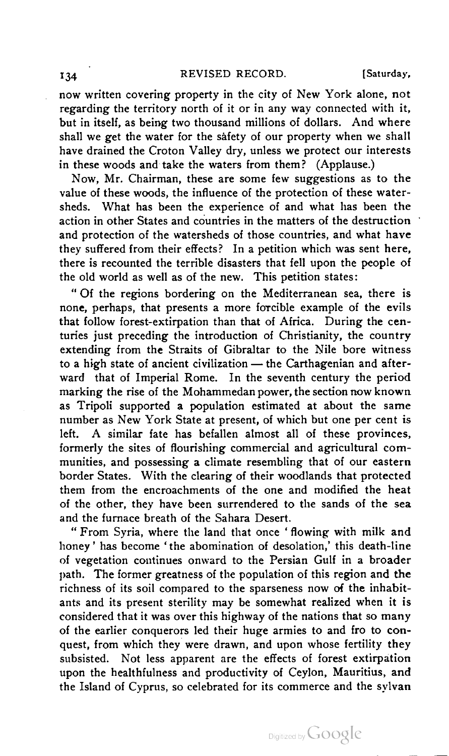now written covering property in the city of New York alone, not regarding the territory north of it or in any way connected with it, but in itself, as being two thousand millions of dollars. And where shall we get the water for the safety of our property when we shall have drained the Croton Valley dry, unless we protect our interests in these woods and take the waters from them? (Applause.)

Now, Mr. Chairman, these are some few suggestions as to the value of these woods, the influence of the protection of these watersheds. What has been the experience of and what has been the action in other States and countries in the matters of the destruction and protection of the watersheds of those countries, and what have they suffered from their effects? In a petition which was sent here, there is recounted the terrible disasters that fell upon the people of the old world as well as of the new. This petition states:

"Of the regions bordering on the Mediterranean sea, there is none, perhaps, that presents a more forcible example of the evils that follow forest-extirpation than that of Africa. During the centuries just preceding the introduction of Christianity, the country extending from the Straits of Gibraltar to the Nile bore witness to a high state of ancient civilization — the Carthagenian and afterward that of Imperial Rome. In the seventh century the period marking the rise of the Mohammedan power, the section now known as Tripoli supported a population estimated at about the same number as New York State at present, of which but one per cent is left. A similar fate has befallen almost all of these provinces, formerly the sites of flourishing commercial and agricultural communities, and possessing a climate resembling that of our eastern border States. With the clearing of their woodlands that protected them from the encroachments of the one and modified the heat of the other, they have been surrendered to the sands of the sea and the furnace breath of the Sahara Desert.

"From Syria, where the land that once 'flowing with milk and honey' has become 'the abomination of desolation,' this death-line of vegetation continues onward to the Persian Gulf in a broader path. The former greatness of the population of this region and the richness of its soil compared to the sparseness now of the inhabitants and its present sterility may be somewhat realized when it is considered that it was over this highway of the nations that so many of the earlier conquerors led their huge armies to and fro to conquest, from which they were drawn, and upon whose fertility they subsisted. Not less apparent are the effects of forest extirpation upon the healthfulness and productivity of Ceylon, Mauritius, and the Island of Cyprus, so celebrated for its commerce and the sylvan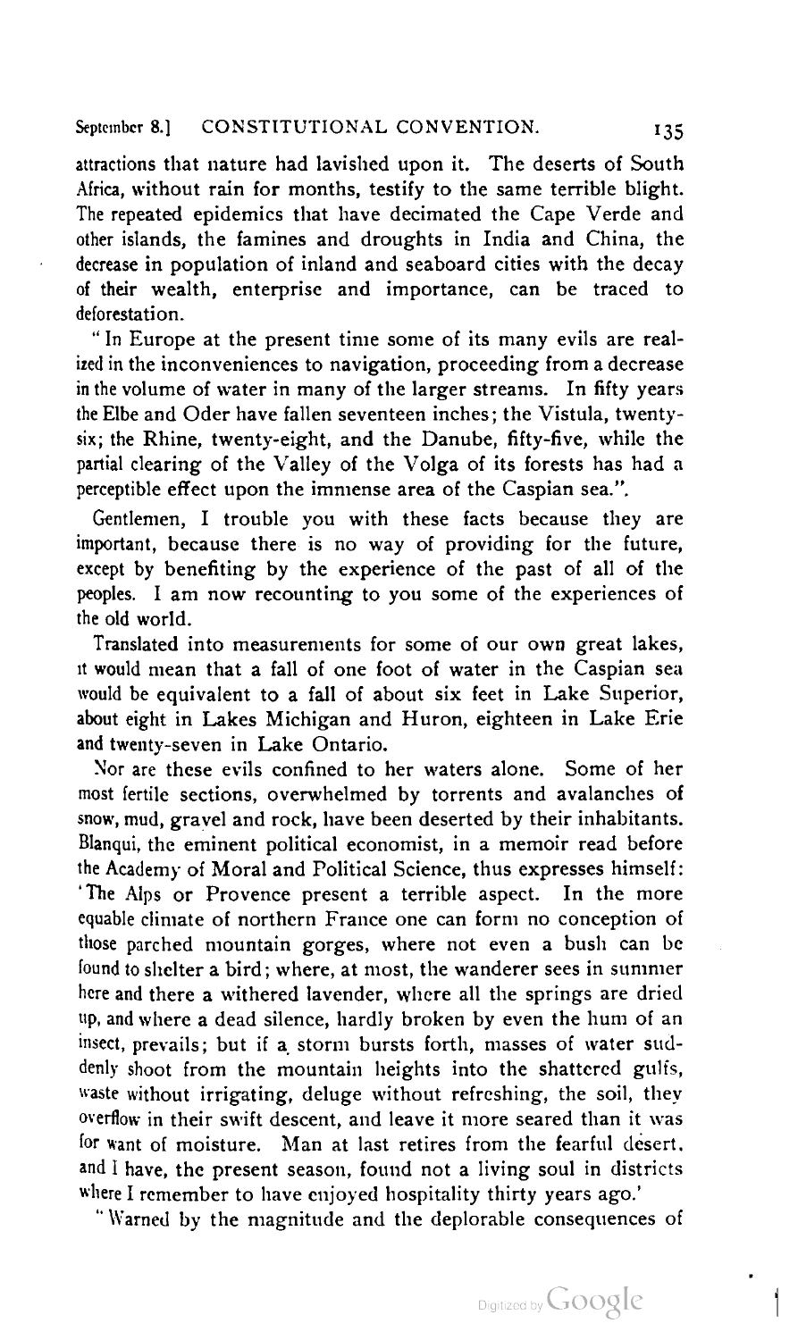attractions that nature had lavished upon it. The deserts of South Africa, without rain for months, testify to the same terrible blight. The repeated epidemics that have decimated the Cape Verde and other islands, the famines and droughts in India and China, the decrease in population of inland and seaboard cities with the decay of their wealth, enterprise and importance, can be traced to deforestation.

"In Europe at the present time some of its many evils are realized in the inconveniences to navigation, proceeding from a decrease in the volume of water in many of the larger streams. In fifty years the Elbe and Oder have fallen seventeen inches; the Vistula, twenty-six; the Rhine, twenty-eight, and the Danube, fifty-five, while the partial clearing of the Valley of the Volga of its forests has had a perceptible effect upon the immense area of the Caspian sea.".

Gentlemen, I trouble you with these facts because they are important, because there is no way of providing for the future, except by benefiting by the experience of the past of all of the peoples. I am now recounting to you some of the experiences of the old world.

Translated into measurements for some of our own great lakes, it would mean that a fall of one foot of water in the Caspian sea would be equivalent to a fall of about six feet in Lake Superior, about eight in Lakes Michigan and Huron, eighteen in Lake Erie and twenty-seven in Lake Ontario.

Nor are these evils confined to her waters alone. Some of her most fertile sections, overwhelmed by torrents and avalanches of snow, mud, gravel and rock, have been deserted by their inhabitants. Blanqui, the eminent political economist, in a memoir read before the Academy of Moral and Political Science, thus expresses himself: 'The Alps or Provence present a terrible aspect. In the more equable climate of northern France one can form no conception of those parched mountain gorges, where not even a bush can be found to shelter a bird; where, at most, the wanderer sees in summer here and there a withered lavender, where all the springs are dried up, and where a dead silence, hardly broken by even the hum of an insect, prevails; but if a storm bursts forth, masses of water suddenly shoot from the mountain heights into the shattered gulfs, waste without irrigating, deluge without refreshing, the soil, they overflow in their swift descent, and leave it more seared than it was for want of moisture. Man at last retires from the fearful desert, and I have, the present season, found not a living soul in districts where I remember to have enjoyed hospitality thirty years ago.'

"Warned by the magnitude and the deplorable consequences of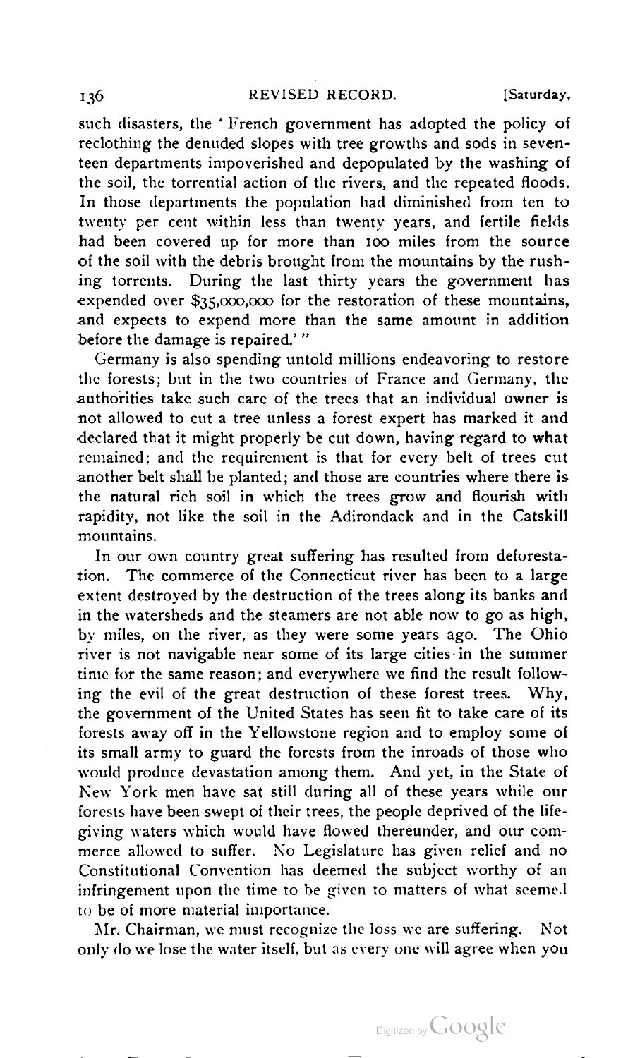such disasters, the 'French government has adopted the policy of reclothing the denuded slopes with tree growths and sods in seventeen departments impoverished and depopulated by the washing of the soil, the torrential action of the rivers, and the repeated floods. In those departments the population had diminished from ten to twenty per cent within less than twenty years, and fertile fields had been covered up for more than 100 miles from the source of the soil with the debris brought from the mountains by the rushing torrents. During the last thirty years the government has expended over $35,000,000 for the restoration of these mountains, and expects to expend more than the same amount in addition before the damage is repaired.'"

Germany is also spending untold millions endeavoring to restore the forests; but in the two countries of France and Germany, the authorities take such care of the trees that an individual owner is not allowed to cut a tree unless a forest expert has marked it and declared that it might properly be cut down, having regard to what remained; and the requirement is that for every belt of trees cut another belt shall be planted; and those are countries where there is the natural rich soil in which the trees grow and flourish with rapidity, not like the soil in the Adirondack and in the Catskill mountains.

In our own country great suffering has resulted from deforestation. The commerce of the Connecticut river has been to a large extent destroyed by the destruction of the trees along its banks and in the watersheds and the steamers are not able now to go as high, by miles, on the river, as they were some years ago. The Ohio river is not navigable near some of its large cities in the summer time for the same reason; and everywhere we find the result following the evil of the great destruction of these forest trees. Why, the government of the United States has seen fit to take care of its forests away off in the Yellowstone region and to employ some of its small army to guard the forests from the inroads of those who would produce devastation among them. And yet, in the State of New York men have sat still during all of these years while our forests have been swept of their trees, the people deprived of the life-giving waters which would have flowed thereunder, and our commerce allowed to suffer. No Legislature has given relief and no Constitutional Convention has deemed the subject worthy of an infringement upon the time to be given to matters of what seemed to be of more material importance.

Mr. Chairman, we must recognize the loss we are suffering. Not only do we lose the water itself, but as every one will agree when you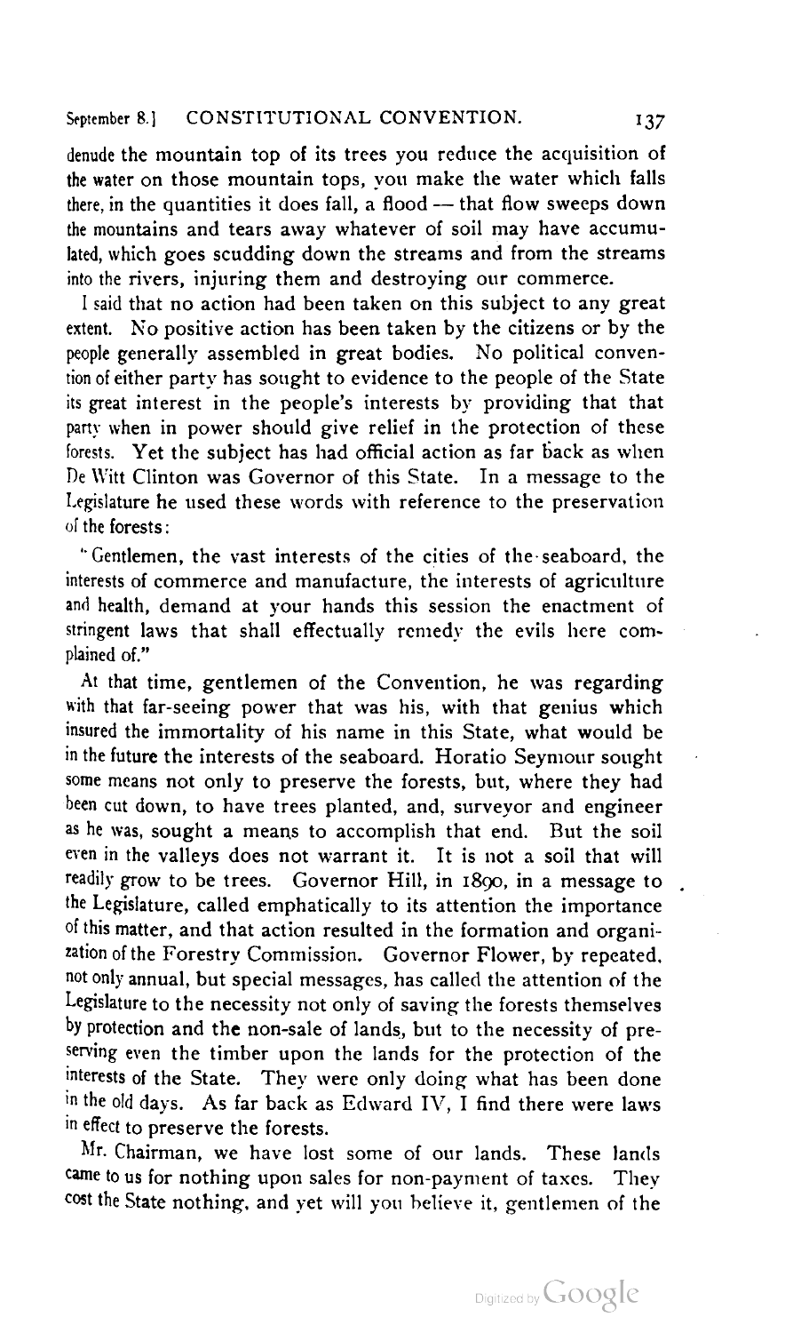denude the mountain top of its trees you reduce the acquisition of the water on those mountain tops, you make the water which falls there, in the quantities it does fall, a flood — that flow sweeps down the mountains and tears away whatever of soil may have accumulated, which goes scudding down the streams and from the streams into the rivers, injuring them and destroying our commerce.

I said that no action had been taken on this subject to any great extent. No positive action has been taken by the citizens or by the people generally assembled in great bodies. No political convention of either party has sought to evidence to the people of the State its great interest in the people's interests by providing that that party when in power should give relief in the protection of these forests. Yet the subject has had official action as far back as when De Witt Clinton was Governor of this State. In a message to the Legislature he used these words with reference to the preservation of the forests:

"Gentlemen, the vast interests of the cities of the seaboard, the interests of commerce and manufacture, the interests of agriculture and health, demand at your hands this session the enactment of stringent laws that shall effectually remedy the evils here complained of."

At that time, gentlemen of the Convention, he was regarding with that far-seeing power that was his, with that genius which insured the immortality of his name in this State, what would be in the future the interests of the seaboard. Horatio Seymour sought some means not only to preserve the forests, but, where they had been cut down, to have trees planted, and, surveyor and engineer as he was, sought a means to accomplish that end. But the soil even in the valleys does not warrant it. It is not a soil that will readily grow to be trees. Governor Hill, in 1890, in a message to the Legislature, called emphatically to its attention the importance of this matter, and that action resulted in the formation and organization of the Forestry Commission. Governor Flower, by repeated, not only annual, but special messages, has called the attention of the Legislature to the necessity not only of saving the forests themselves by protection and the non-sale of lands, but to the necessity of preserving even the timber upon the lands for the protection of the interests of the State. They were only doing what has been done in the old days. As far back as Edward IV, I find there were laws in effect to preserve the forests.

Mr. Chairman, we have lost some of our lands. These lands came to us for nothing upon sales for non-payment of taxes. They cost the State nothing, and yet will you believe it, gentlemen of the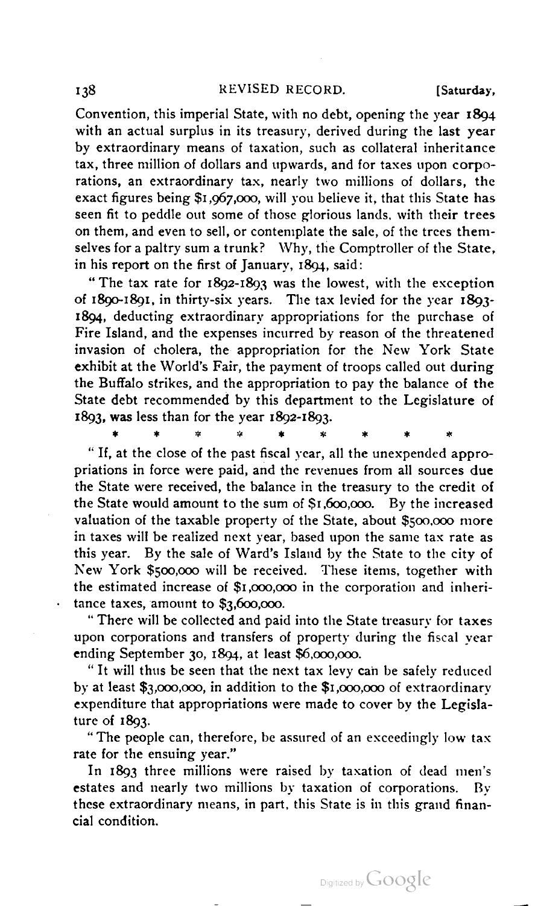Convention, this imperial State, with no debt, opening the year 1894 with an actual surplus in its treasury, derived during the last year by extraordinary means of taxation, such as collateral inheritance tax, three million of dollars and upwards, and for taxes upon corporations, an extraordinary tax, nearly two millions of dollars, the exact figures being $1,967,000, will you believe it, that this State has seen fit to peddle out some of those glorious lands, with their trees on them, and even to sell, or contemplate the sale, of the trees themselves for a paltry sum a trunk? Why, the Comptroller of the State, in his report on the first of January, 1894, said:

"The tax rate for 1892-1893 was the lowest, with the exception of 1890-1891, in thirty-six years. The tax levied for the year 1893-1894, deducting extraordinary appropriations for the purchase of Fire Island, and the expenses incurred by reason of the threatened invasion of cholera, the appropriation for the New York State exhibit at the World's Fair, the payment of troops called out during the Buffalo strikes, and the appropriation to pay the balance of the State debt recommended by this department to the Legislature of 1893, was less than for the year 1892-1893.

\* \* \* \* \* \* \* \* \*

"If, at the close of the past fiscal year, all the unexpended appropriations in force were paid, and the revenues from all sources due the State were received, the balance in the treasury to the credit of the State would amount to the sum of $1,600,000. By the increased valuation of the taxable property of the State, about $500,000 more in taxes will be realized next year, based upon the same tax rate as this year. By the sale of Ward's Island by the State to the city of New York $500,000 will be received. These items, together with the estimated increase of $1,000,000 in the corporation and inheritance taxes, amount to $3,600,000.

"There will be collected and paid into the State treasury for taxes upon corporations and transfers of property during the fiscal year ending September 30, 1894, at least $6,000,000.

"It will thus be seen that the next tax levy can be safely reduced by at least $3,000,000, in addition to the $1,000,000 of extraordinary expenditure that appropriations were made to cover by the Legislature of 1893.

"The people can, therefore, be assured of an exceedingly low tax rate for the ensuing year."

In 1893 three millions were raised by taxation of dead men's estates and nearly two millions by taxation of corporations. By these extraordinary means, in part, this State is in this grand financial condition.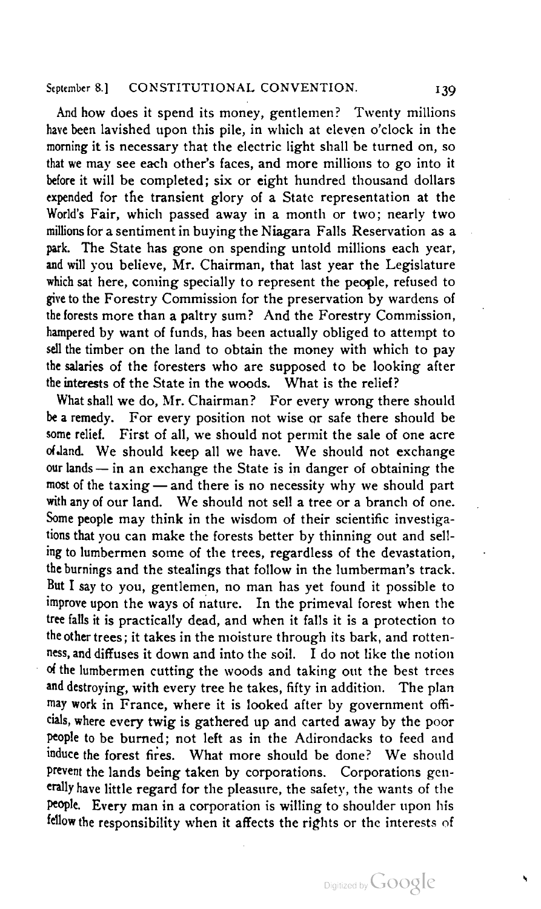And how does it spend its money, gentlemen? Twenty millions have been lavished upon this pile, in which at eleven o'clock in the morning it is necessary that the electric light shall be turned on, so that we may see each other's faces, and more millions to go into it before it will be completed; six or eight hundred thousand dollars expended for the transient glory of a State representation at the World's Fair, which passed away in a month or two; nearly two millions for a sentiment in buying the Niagara Falls Reservation as a park. The State has gone on spending untold millions each year, and will you believe, Mr. Chairman, that last year the Legislature which sat here, coming specially to represent the people, refused to give to the Forestry Commission for the preservation by wardens of the forests more than a paltry sum? And the Forestry Commission, hampered by want of funds, has been actually obliged to attempt to sell the timber on the land to obtain the money with which to pay the salaries of the foresters who are supposed to be looking after the interests of the State in the woods. What is the relief?

What shall we do, Mr. Chairman? For every wrong there should be a remedy. For every position not wise or safe there should be some relief. First of all, we should not permit the sale of one acre of land. We should keep all we have. We should not exchange our lands — in an exchange the State is in danger of obtaining the most of the taxing — and there is no necessity why we should part with any of our land. We should not sell a tree or a branch of one. Some people may think in the wisdom of their scientific investigations that you can make the forests better by thinning out and selling to lumbermen some of the trees, regardless of the devastation, the burnings and the stealings that follow in the lumberman's track. But I say to you, gentlemen, no man has yet found it possible to improve upon the ways of nature. In the primeval forest when the tree falls it is practically dead, and when it falls it is a protection to the other trees; it takes in the moisture through its bark, and rottenness, and diffuses it down and into the soil. I do not like the notion of the lumbermen cutting the woods and taking out the best trees and destroying, with every tree he takes, fifty in addition. The plan may work in France, where it is looked after by government officials, where every twig is gathered up and carted away by the poor people to be burned; not left as in the Adirondacks to feed and induce the forest fires. What more should be done? We should prevent the lands being taken by corporations. Corporations generally have little regard for the pleasure, the safety, the wants of the people. Every man in a corporation is willing to shoulder upon his fellow the responsibility when it affects the rights or the interests of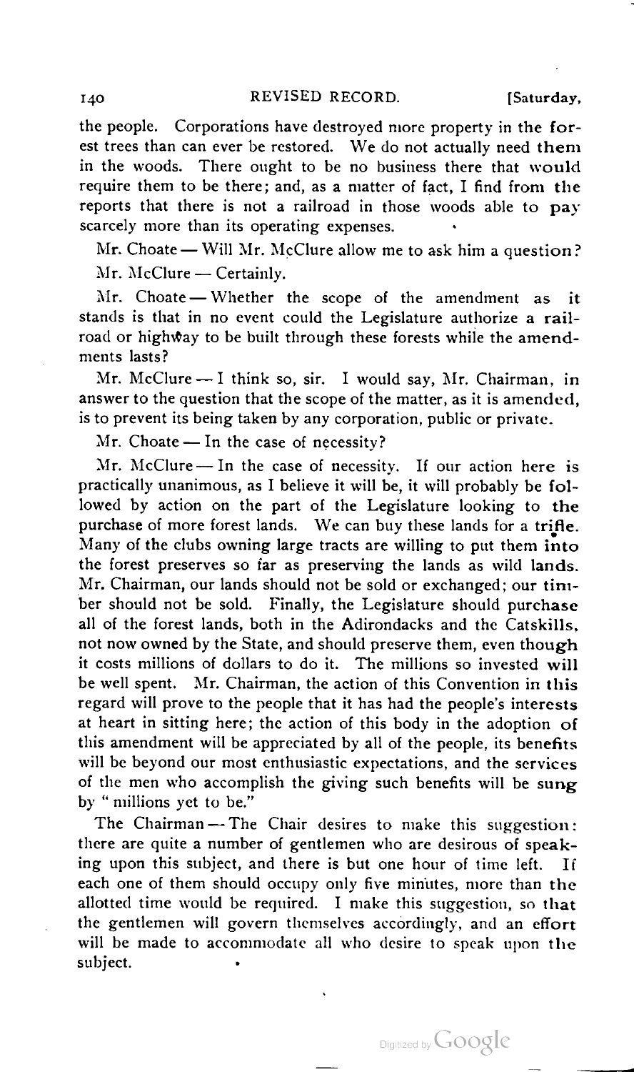the people. Corporations have destroyed more property in the forest trees than can ever be restored. We do not actually need them in the woods. There ought to be no business there that would require them to be there; and, as a matter of fact, I find from the reports that there is not a railroad in those woods able to pay scarcely more than its operating expenses.

Mr. Choate — Will Mr. McClure allow me to ask him a question?

Mr. McClure — Certainly.

Mr. Choate — Whether the scope of the amendment as it stands is that in no event could the Legislature authorize a railroad or highway to be built through these forests while the amendments lasts?

Mr. McClure — I think so, sir. I would say, Mr. Chairman, in answer to the question that the scope of the matter, as it is amended, is to prevent its being taken by any corporation, public or private.

Mr. Choate — In the case of necessity?

Mr. McClure — In the case of necessity. If our action here is practically unanimous, as I believe it will be, it will probably be followed by action on the part of the Legislature looking to the purchase of more forest lands. We can buy these lands for a trifle. Many of the clubs owning large tracts are willing to put them into the forest preserves so far as preserving the lands as wild lands. Mr. Chairman, our lands should not be sold or exchanged; our timber should not be sold. Finally, the Legislature should purchase all of the forest lands, both in the Adirondacks and the Catskills, not now owned by the State, and should preserve them, even though it costs millions of dollars to do it. The millions so invested will be well spent. Mr. Chairman, the action of this Convention in this regard will prove to the people that it has had the people's interests at heart in sitting here; the action of this body in the adoption of this amendment will be appreciated by all of the people, its benefits will be beyond our most enthusiastic expectations, and the services of the men who accomplish the giving such benefits will be sung by "millions yet to be."

The Chairman — The Chair desires to make this suggestion: there are quite a number of gentlemen who are desirous of speaking upon this subject, and there is but one hour of time left. If each one of them should occupy only five minutes, more than the allotted time would be required. I make this suggestion, so that the gentlemen will govern themselves accordingly, and an effort will be made to accommodate all who desire to speak upon the subject.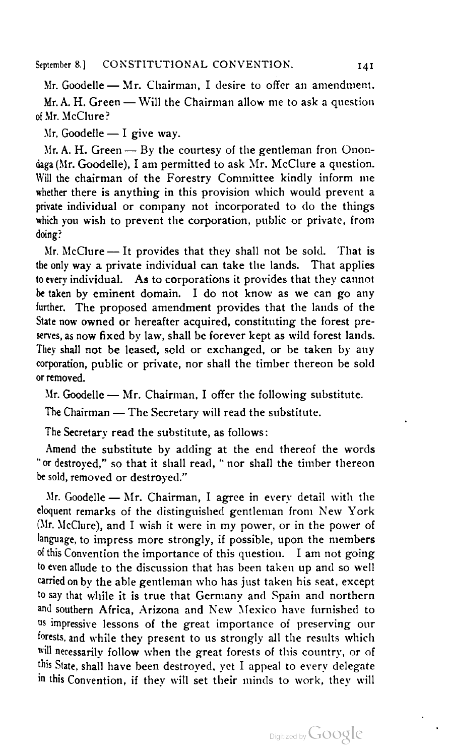Mr. Goodelle — Mr. Chairman, I desire to offer an amendment.

Mr. A. H. Green — Will the Chairman allow me to ask a question of Mr. McClure?

Mr. Goodelle — I give way.

Mr. A. H. Green — By the courtesy of the gentleman fron Onondaga (Mr. Goodelle), I am permitted to ask Mr. McClure a question. Will the chairman of the Forestry Committee kindly inform me whether there is anything in this provision which would prevent a private individual or company not incorporated to do the things which you wish to prevent the corporation, public or private, from doing?

Mr. McClure — It provides that they shall not be sold. That is the only way a private individual can take the lands. That applies to every individual. As to corporations it provides that they cannot be taken by eminent domain. I do not know as we can go any further. The proposed amendment provides that the lands of the State now owned or hereafter acquired, constituting the forest preserves, as now fixed by law, shall be forever kept as wild forest lands. They shall not be leased, sold or exchanged, or be taken by any corporation, public or private, nor shall the timber thereon be sold or removed.

Mr. Goodelle — Mr. Chairman, I offer the following substitute.

The Chairman — The Secretary will read the substitute.

The Secretary read the substitute, as follows:

Amend the substitute by adding at the end thereof the words "or destroyed," so that it shall read, "nor shall the timber thereon be sold, removed or destroyed."

Mr. Goodelle — Mr. Chairman, I agree in every detail with the eloquent remarks of the distinguished gentleman from New York (Mr. McClure), and I wish it were in my power, or in the power of language, to impress more strongly, if possible, upon the members of this Convention the importance of this question. I am not going to even allude to the discussion that has been taken up and so well carried on by the able gentleman who has just taken his seat, except to say that while it is true that Germany and Spain and northern and southern Africa, Arizona and New Mexico have furnished to us impressive lessons of the great importance of preserving our forests, and while they present to us strongly all the results which will necessarily follow when the great forests of this country, or of this State, shall have been destroyed, yet I appeal to every delegate in this Convention, if they will set their minds to work, they will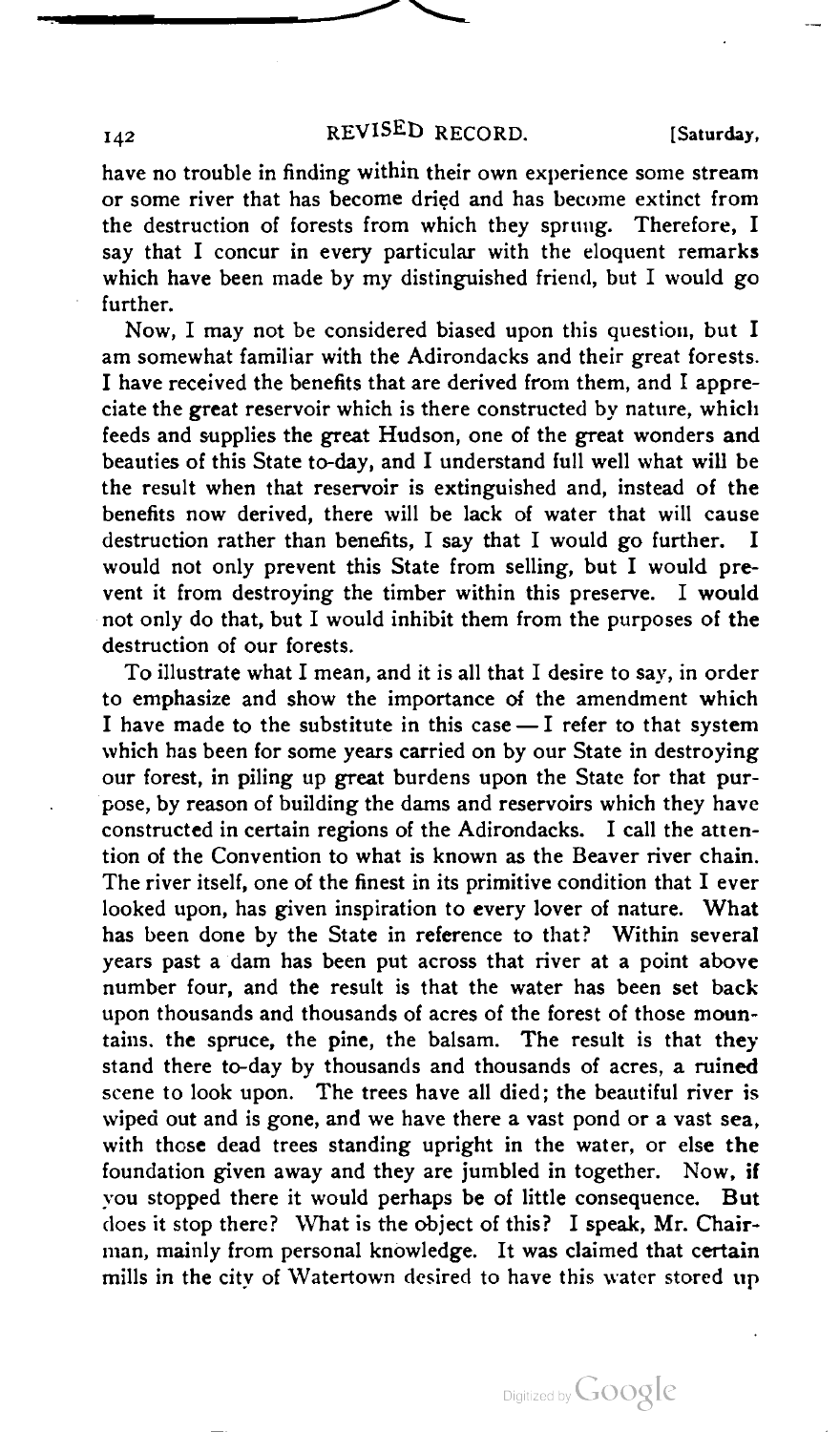have no trouble in finding within their own experience some stream or some river that has become dried and has become extinct from the destruction of forests from which they sprung. Therefore, I say that I concur in every particular with the eloquent remarks which have been made by my distinguished friend, but I would go further.

Now, I may not be considered biased upon this question, but I am somewhat familiar with the Adirondacks and their great forests. I have received the benefits that are derived from them, and I appreciate the great reservoir which is there constructed by nature, which feeds and supplies the great Hudson, one of the great wonders and beauties of this State to-day, and I understand full well what will be the result when that reservoir is extinguished and, instead of the benefits now derived, there will be lack of water that will cause destruction rather than benefits, I say that I would go further. I would not only prevent this State from selling, but I would prevent it from destroying the timber within this preserve. I would not only do that, but I would inhibit them from the purposes of the destruction of our forests.

To illustrate what I mean, and it is all that I desire to say, in order to emphasize and show the importance of the amendment which I have made to the substitute in this case — I refer to that system which has been for some years carried on by our State in destroying our forest, in piling up great burdens upon the State for that purpose, by reason of building the dams and reservoirs which they have constructed in certain regions of the Adirondacks. I call the attention of the Convention to what is known as the Beaver river chain. The river itself, one of the finest in its primitive condition that I ever looked upon, has given inspiration to every lover of nature. What has been done by the State in reference to that? Within several years past a dam has been put across that river at a point above number four, and the result is that the water has been set back upon thousands and thousands of acres of the forest of those mountains, the spruce, the pine, the balsam. The result is that they stand there to-day by thousands and thousands of acres, a ruined scene to look upon. The trees have all died; the beautiful river is wiped out and is gone, and we have there a vast pond or a vast sea, with those dead trees standing upright in the water, or else the foundation given away and they are jumbled in together. Now, if you stopped there it would perhaps be of little consequence. But does it stop there? What is the object of this? I speak, Mr. Chairman, mainly from personal knowledge. It was claimed that certain mills in the city of Watertown desired to have this water stored up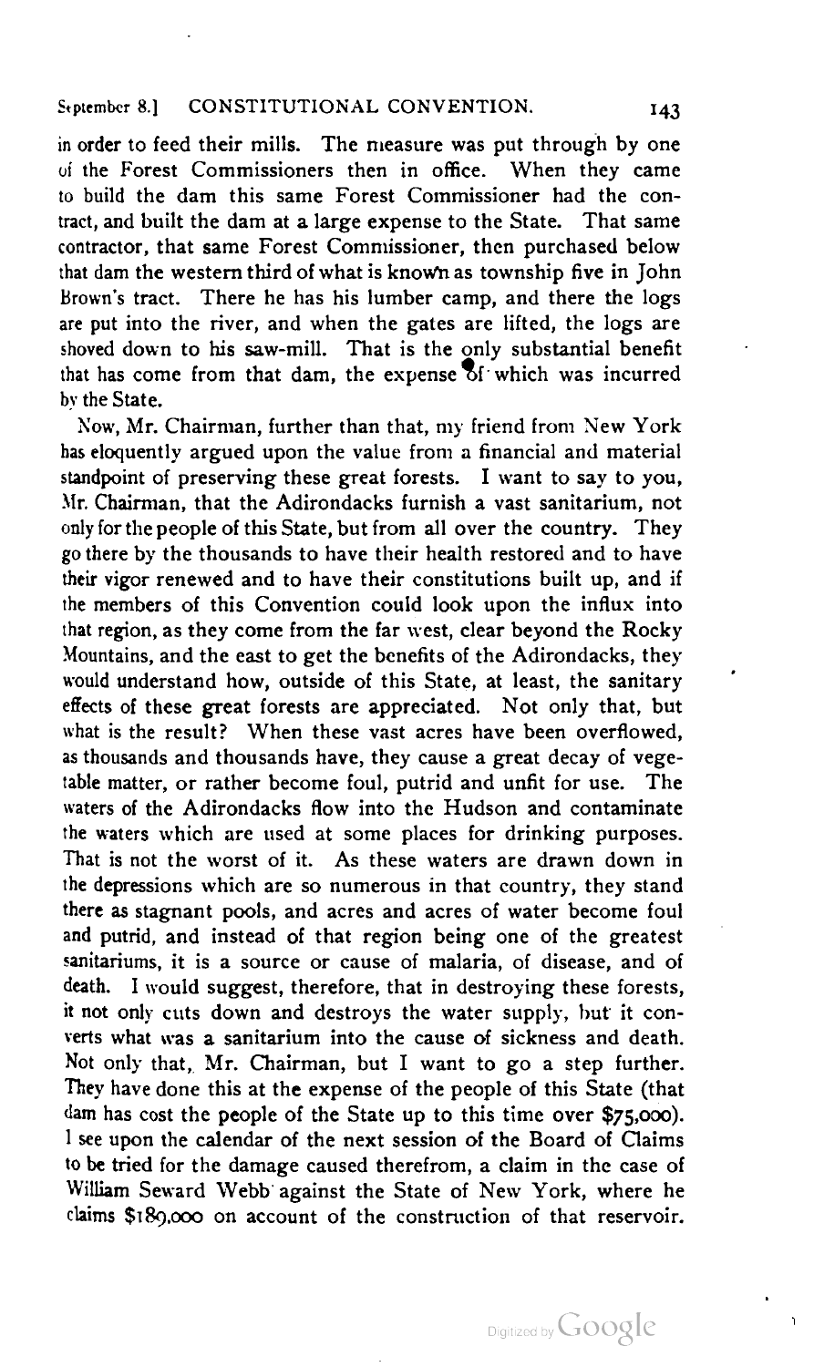in order to feed their mills. The measure was put through by one of the Forest Commissioners then in office. When they came to build the dam this same Forest Commissioner had the contract, and built the dam at a large expense to the State. That same contractor, that same Forest Commissioner, then purchased below that dam the western third of what is known as township five in John Brown's tract. There he has his lumber camp, and there the logs are put into the river, and when the gates are lifted, the logs are shoved down to his saw-mill. That is the only substantial benefit that has come from that dam, the expense of which was incurred by the State.

Now, Mr. Chairman, further than that, my friend from New York has eloquently argued upon the value from a financial and material standpoint of preserving these great forests. I want to say to you, Mr. Chairman, that the Adirondacks furnish a vast sanitarium, not only for the people of this State, but from all over the country. They go there by the thousands to have their health restored and to have their vigor renewed and to have their constitutions built up, and if the members of this Convention could look upon the influx into that region, as they come from the far west, clear beyond the Rocky Mountains, and the east to get the benefits of the Adirondacks, they would understand how, outside of this State, at least, the sanitary effects of these great forests are appreciated. Not only that, but what is the result? When these vast acres have been overflowed, as thousands and thousands have, they cause a great decay of vegetable matter, or rather become foul, putrid and unfit for use. The waters of the Adirondacks flow into the Hudson and contaminate the waters which are used at some places for drinking purposes. That is not the worst of it. As these waters are drawn down in the depressions which are so numerous in that country, they stand there as stagnant pools, and acres and acres of water become foul and putrid, and instead of that region being one of the greatest sanitariums, it is a source or cause of malaria, of disease, and of death. I would suggest, therefore, that in destroying these forests, it not only cuts down and destroys the water supply, but it converts what was a sanitarium into the cause of sickness and death. Not only that, Mr. Chairman, but I want to go a step further. They have done this at the expense of the people of this State (that dam has cost the people of the State up to this time over $75,000). I see upon the calendar of the next session of the Board of Claims to be tried for the damage caused therefrom, a claim in the case of William Seward Webb against the State of New York, where he claims $189,000 on account of the construction of that reservoir.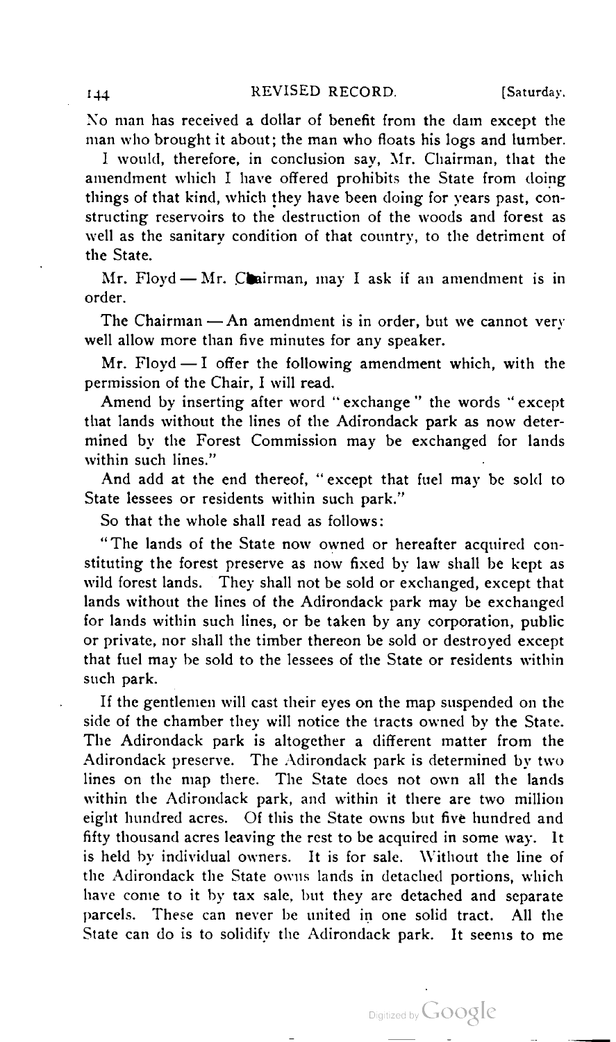No man has received a dollar of benefit from the dam except the man who brought it about; the man who floats his logs and lumber.

I would, therefore, in conclusion say, Mr. Chairman, that the amendment which I have offered prohibits the State from doing things of that kind, which they have been doing for years past, constructing reservoirs to the destruction of the woods and forest as well as the sanitary condition of that country, to the detriment of the State.

Mr. Floyd — Mr. Chairman, may I ask if an amendment is in order.

The Chairman — An amendment is in order, but we cannot very well allow more than five minutes for any speaker.

Mr. Floyd — I offer the following amendment which, with the permission of the Chair, I will read.

Amend by inserting after word "exchange" the words "except that lands without the lines of the Adirondack park as now determined by the Forest Commission may be exchanged for lands within such lines."

And add at the end thereof, "except that fuel may be sold to State lessees or residents within such park."

So that the whole shall read as follows:

"The lands of the State now owned or hereafter acquired constituting the forest preserve as now fixed by law shall be kept as wild forest lands. They shall not be sold or exchanged, except that lands without the lines of the Adirondack park may be exchanged for lands within such lines, or be taken by any corporation, public or private, nor shall the timber thereon be sold or destroyed except that fuel may be sold to the lessees of the State or residents within such park.

If the gentlemen will cast their eyes on the map suspended on the side of the chamber they will notice the tracts owned by the State. The Adirondack park is altogether a different matter from the Adirondack preserve. The Adirondack park is determined by two lines on the map there. The State does not own all the lands within the Adirondack park, and within it there are two million eight hundred acres. Of this the State owns but five hundred and fifty thousand acres leaving the rest to be acquired in some way. It is held by individual owners. It is for sale. Without the line of the Adirondack the State owns lands in detached portions, which have come to it by tax sale, but they are detached and separate parcels. These can never be united in one solid tract. All the State can do is to solidify the Adirondack park. It seems to me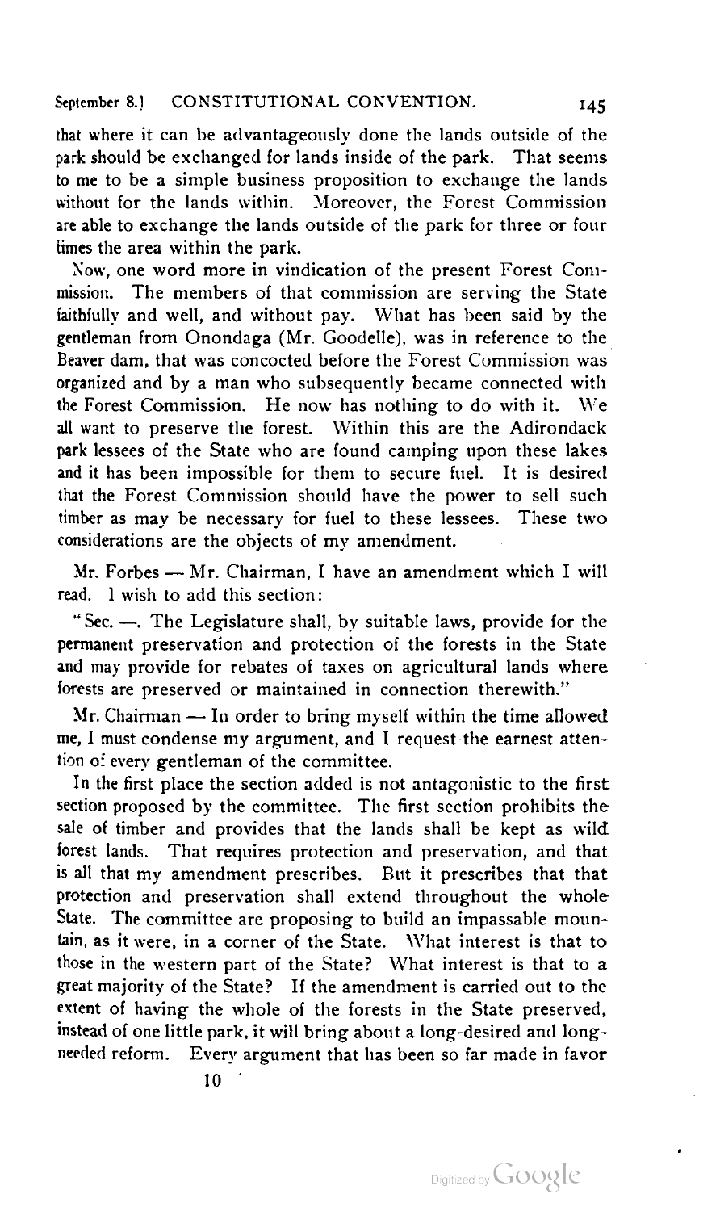that where it can be advantageously done the lands outside of the park should be exchanged for lands inside of the park. That seems to me to be a simple business proposition to exchange the lands without for the lands within. Moreover, the Forest Commission are able to exchange the lands outside of the park for three or four times the area within the park.

Now, one word more in vindication of the present Forest Commission. The members of that commission are serving the State faithfully and well, and without pay. What has been said by the gentleman from Onondaga (Mr. Goodelle), was in reference to the Beaver dam, that was concocted before the Forest Commission was organized and by a man who subsequently became connected with the Forest Commission. He now has nothing to do with it. We all want to preserve the forest. Within this are the Adirondack park lessees of the State who are found camping upon these lakes and it has been impossible for them to secure fuel. It is desired that the Forest Commission should have the power to sell such timber as may be necessary for fuel to these lessees. These two considerations are the objects of my amendment.

Mr. Forbes — Mr. Chairman, I have an amendment which I will read. I wish to add this section:

"Sec. —. The Legislature shall, by suitable laws, provide for the permanent preservation and protection of the forests in the State and may provide for rebates of taxes on agricultural lands where forests are preserved or maintained in connection therewith."

Mr. Chairman — In order to bring myself within the time allowed me, I must condense my argument, and I request the earnest attention of every gentleman of the committee.

In the first place the section added is not antagonistic to the first section proposed by the committee. The first section prohibits the sale of timber and provides that the lands shall be kept as wild forest lands. That requires protection and preservation, and that is all that my amendment prescribes. But it prescribes that that protection and preservation shall extend throughout the whole State. The committee are proposing to build an impassable mountain, as it were, in a corner of the State. What interest is that to those in the western part of the State? What interest is that to a great majority of the State? If the amendment is carried out to the extent of having the whole of the forests in the State preserved, instead of one little park, it will bring about a long-desired and long-needed reform. Every argument that has been so far made in favor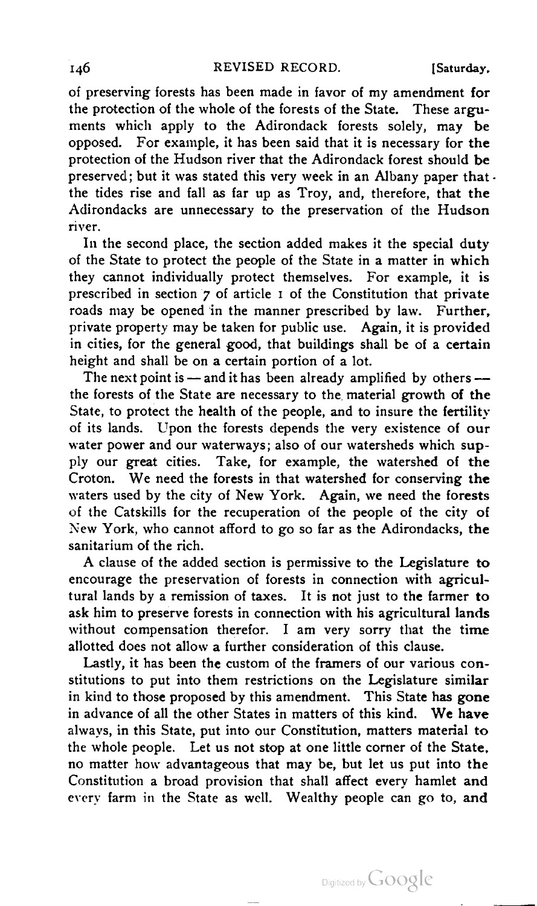of preserving forests has been made in favor of my amendment for the protection of the whole of the forests of the State. These arguments which apply to the Adirondack forests solely, may be opposed. For example, it has been said that it is necessary for the protection of the Hudson river that the Adirondack forest should be preserved; but it was stated this very week in an Albany paper that the tides rise and fall as far up as Troy, and, therefore, that the Adirondacks are unnecessary to the preservation of the Hudson river.

In the second place, the section added makes it the special duty of the State to protect the people of the State in a matter in which they cannot individually protect themselves. For example, it is prescribed in section 7 of article 1 of the Constitution that private roads may be opened in the manner prescribed by law. Further, private property may be taken for public use. Again, it is provided in cities, for the general good, that buildings shall be of a certain height and shall be on a certain portion of a lot.

The next point is — and it has been already amplified by others — the forests of the State are necessary to the material growth of the State, to protect the health of the people, and to insure the fertility of its lands. Upon the forests depends the very existence of our water power and our waterways; also of our watersheds which supply our great cities. Take, for example, the watershed of the Croton. We need the forests in that watershed for conserving the waters used by the city of New York. Again, we need the forests of the Catskills for the recuperation of the people of the city of New York, who cannot afford to go so far as the Adirondacks, the sanitarium of the rich.

A clause of the added section is permissive to the Legislature to encourage the preservation of forests in connection with agricultural lands by a remission of taxes. It is not just to the farmer to ask him to preserve forests in connection with his agricultural lands without compensation therefor. I am very sorry that the time allotted does not allow a further consideration of this clause.

Lastly, it has been the custom of the framers of our various constitutions to put into them restrictions on the Legislature similar in kind to those proposed by this amendment. This State has gone in advance of all the other States in matters of this kind. We have always, in this State, put into our Constitution, matters material to the whole people. Let us not stop at one little corner of the State, no matter how advantageous that may be, but let us put into the Constitution a broad provision that shall affect every hamlet and every farm in the State as well. Wealthy people can go to, and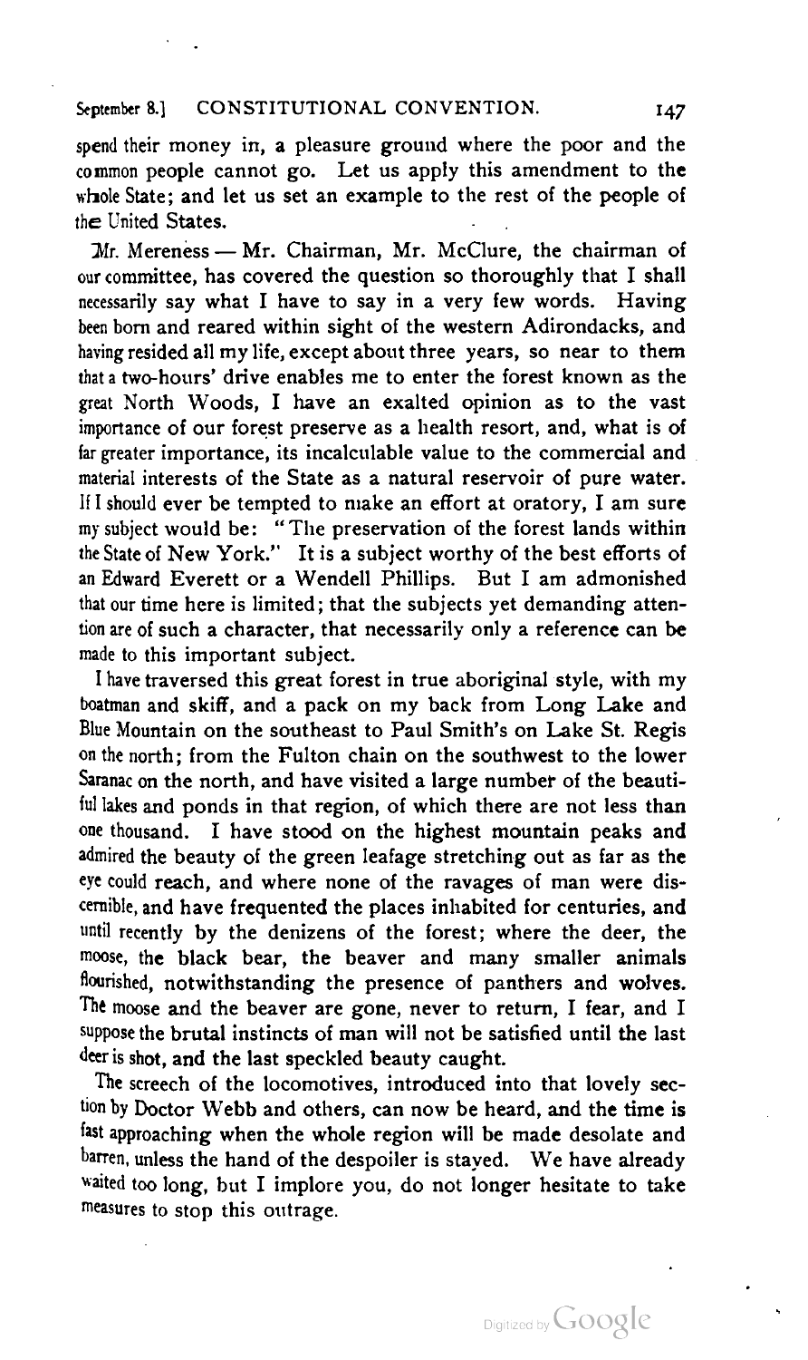spend their money in, a pleasure ground where the poor and the common people cannot go. Let us apply this amendment to the whole State; and let us set an example to the rest of the people of the United States.

Mr. Mereness — Mr. Chairman, Mr. McClure, the chairman of our committee, has covered the question so thoroughly that I shall necessarily say what I have to say in a very few words. Having been born and reared within sight of the western Adirondacks, and having resided all my life, except about three years, so near to them that a two-hours' drive enables me to enter the forest known as the great North Woods, I have an exalted opinion as to the vast importance of our forest preserve as a health resort, and, what is of far greater importance, its incalculable value to the commercial and material interests of the State as a natural reservoir of pure water. If I should ever be tempted to make an effort at oratory, I am sure my subject would be: "The preservation of the forest lands within the State of New York." It is a subject worthy of the best efforts of an Edward Everett or a Wendell Phillips. But I am admonished that our time here is limited; that the subjects yet demanding attention are of such a character, that necessarily only a reference can be made to this important subject.

I have traversed this great forest in true aboriginal style, with my boatman and skiff, and a pack on my back from Long Lake and Blue Mountain on the southeast to Paul Smith's on Lake St. Regis on the north; from the Fulton chain on the southwest to the lower Saranac on the north, and have visited a large number of the beautiful lakes and ponds in that region, of which there are not less than one thousand. I have stood on the highest mountain peaks and admired the beauty of the green leafage stretching out as far as the eye could reach, and where none of the ravages of man were discernible, and have frequented the places inhabited for centuries, and until recently by the denizens of the forest; where the deer, the moose, the black bear, the beaver and many smaller animals flourished, notwithstanding the presence of panthers and wolves. The moose and the beaver are gone, never to return, I fear, and I suppose the brutal instincts of man will not be satisfied until the last deer is shot, and the last speckled beauty caught.

The screech of the locomotives, introduced into that lovely section by Doctor Webb and others, can now be heard, and the time is fast approaching when the whole region will be made desolate and barren, unless the hand of the despoiler is stayed. We have already waited too long, but I implore you, do not longer hesitate to take measures to stop this outrage.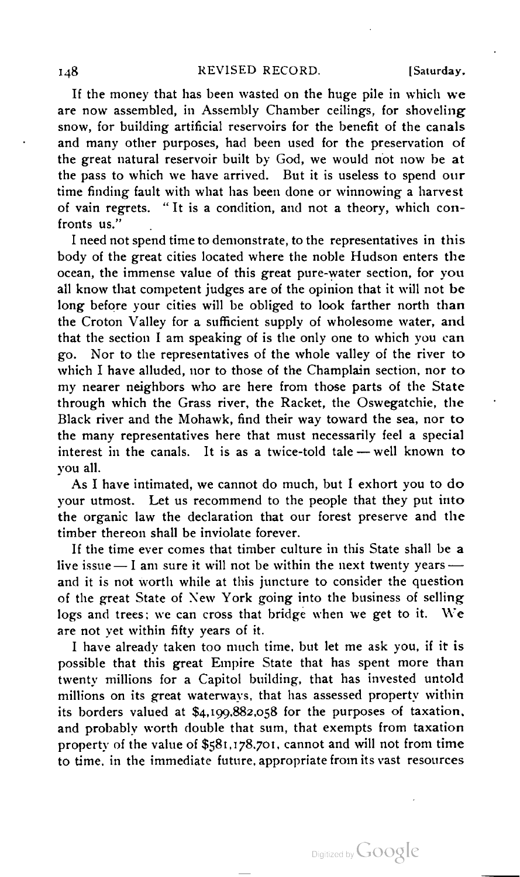If the money that has been wasted on the huge pile in which we are now assembled, in Assembly Chamber ceilings, for shoveling snow, for building artificial reservoirs for the benefit of the canals and many other purposes, had been used for the preservation of the great natural reservoir built by God, we would not now be at the pass to which we have arrived. But it is useless to spend our time finding fault with what has been done or winnowing a harvest of vain regrets. "It is a condition, and not a theory, which confronts us."

I need not spend time to demonstrate, to the representatives in this body of the great cities located where the noble Hudson enters the ocean, the immense value of this great pure-water section, for you all know that competent judges are of the opinion that it will not be long before your cities will be obliged to look farther north than the Croton Valley for a sufficient supply of wholesome water, and that the section I am speaking of is the only one to which you can go. Nor to the representatives of the whole valley of the river to which I have alluded, nor to those of the Champlain section, nor to my nearer neighbors who are here from those parts of the State through which the Grass river, the Racket, the Oswegatchie, the Black river and the Mohawk, find their way toward the sea, nor to the many representatives here that must necessarily feel a special interest in the canals. It is as a twice-told tale — well known to you all.

As I have intimated, we cannot do much, but I exhort you to do your utmost. Let us recommend to the people that they put into the organic law the declaration that our forest preserve and the timber thereon shall be inviolate forever.

If the time ever comes that timber culture in this State shall be a live issue — I am sure it will not be within the next twenty years — and it is not worth while at this juncture to consider the question of the great State of New York going into the business of selling logs and trees; we can cross that bridge when we get to it. We are not yet within fifty years of it.

I have already taken too much time, but let me ask you, if it is possible that this great Empire State that has spent more than twenty millions for a Capitol building, that has invested untold millions on its great waterways, that has assessed property within its borders valued at $4,199,882,058 for the purposes of taxation, and probably worth double that sum, that exempts from taxation property of the value of $581,178,701, cannot and will not from time to time, in the immediate future, appropriate from its vast resources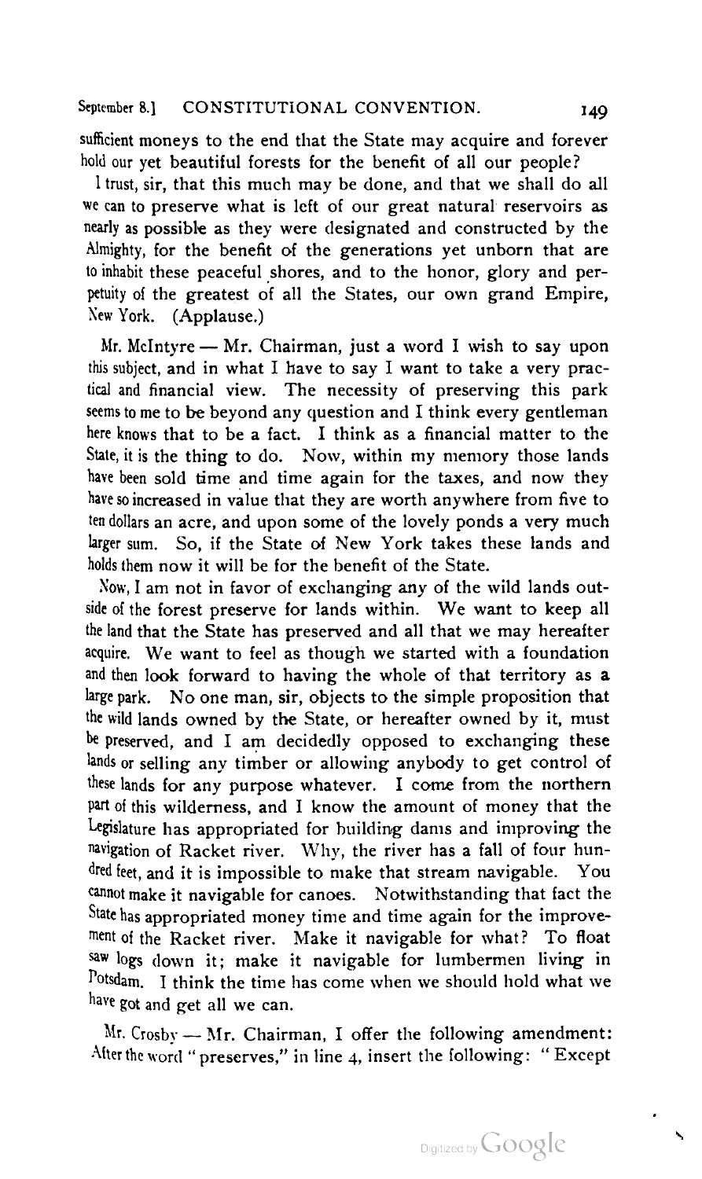sufficient moneys to the end that the State may acquire and forever hold our yet beautiful forests for the benefit of all our people?

I trust, sir, that this much may be done, and that we shall do all we can to preserve what is left of our great natural reservoirs as nearly as possible as they were designated and constructed by the Almighty, for the benefit of the generations yet unborn that are to inhabit these peaceful shores, and to the honor, glory and perpetuity of the greatest of all the States, our own grand Empire, New York. (Applause.)

Mr. McIntyre — Mr. Chairman, just a word I wish to say upon this subject, and in what I have to say I want to take a very practical and financial view. The necessity of preserving this park seems to me to be beyond any question and I think every gentleman here knows that to be a fact. I think as a financial matter to the State, it is the thing to do. Now, within my memory those lands have been sold time and time again for the taxes, and now they have so increased in value that they are worth anywhere from five to ten dollars an acre, and upon some of the lovely ponds a very much larger sum. So, if the State of New York takes these lands and holds them now it will be for the benefit of the State.

Now, I am not in favor of exchanging any of the wild lands outside of the forest preserve for lands within. We want to keep all the land that the State has preserved and all that we may hereafter acquire. We want to feel as though we started with a foundation and then look forward to having the whole of that territory as a large park. No one man, sir, objects to the simple proposition that the wild lands owned by the State, or hereafter owned by it, must be preserved, and I am decidedly opposed to exchanging these lands or selling any timber or allowing anybody to get control of these lands for any purpose whatever. I come from the northern part of this wilderness, and I know the amount of money that the Legislature has appropriated for building dams and improving the navigation of Racket river. Why, the river has a fall of four hundred feet, and it is impossible to make that stream navigable. You cannot make it navigable for canoes. Notwithstanding that fact the State has appropriated money time and time again for the improvement of the Racket river. Make it navigable for what? To float saw logs down it; make it navigable for lumbermen living in Potsdam. I think the time has come when we should hold what we have got and get all we can.

Mr. Crosby — Mr. Chairman, I offer the following amendment: After the word "preserves," in line 4, insert the following: "Except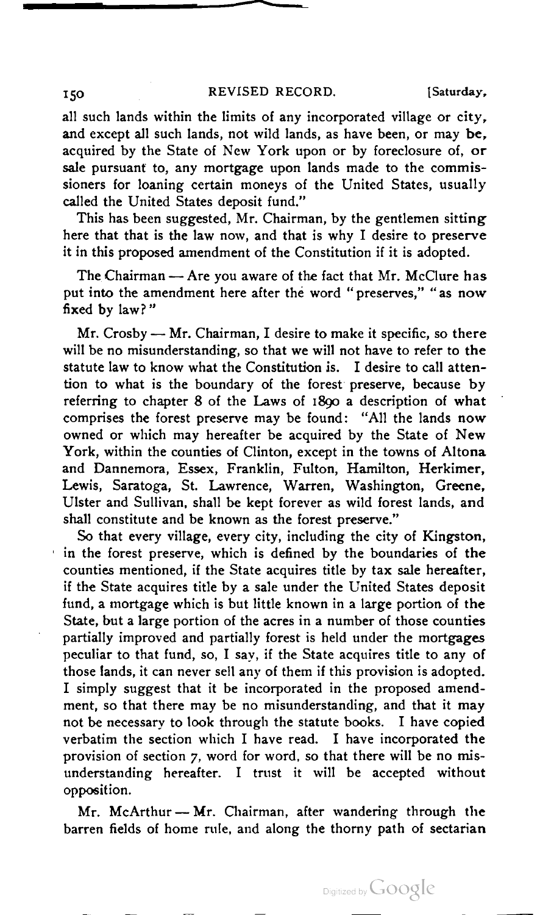all such lands within the limits of any incorporated village or city, and except all such lands, not wild lands, as have been, or may be, acquired by the State of New York upon or by foreclosure of, or sale pursuant to, any mortgage upon lands made to the commissioners for loaning certain moneys of the United States, usually called the United States deposit fund."

This has been suggested, Mr. Chairman, by the gentlemen sitting here that that is the law now, and that is why I desire to preserve it in this proposed amendment of the Constitution if it is adopted.

The Chairman — Are you aware of the fact that Mr. McClure has put into the amendment here after the word "preserves," "as now fixed by law?"

Mr. Crosby — Mr. Chairman, I desire to make it specific, so there will be no misunderstanding, so that we will not have to refer to the statute law to know what the Constitution is. I desire to call attention to what is the boundary of the forest preserve, because by referring to chapter 8 of the Laws of 1890 a description of what comprises the forest preserve may be found: "All the lands now owned or which may hereafter be acquired by the State of New York, within the counties of Clinton, except in the towns of Altona and Dannemora, Essex, Franklin, Fulton, Hamilton, Herkimer, Lewis, Saratoga, St. Lawrence, Warren, Washington, Greene, Ulster and Sullivan, shall be kept forever as wild forest lands, and shall constitute and be known as the forest preserve."

So that every village, every city, including the city of Kingston, in the forest preserve, which is defined by the boundaries of the counties mentioned, if the State acquires title by tax sale hereafter, if the State acquires title by a sale under the United States deposit fund, a mortgage which is but little known in a large portion of the State, but a large portion of the acres in a number of those counties partially improved and partially forest is held under the mortgages peculiar to that fund, so, I say, if the State acquires title to any of those lands, it can never sell any of them if this provision is adopted. I simply suggest that it be incorporated in the proposed amendment, so that there may be no misunderstanding, and that it may not be necessary to look through the statute books. I have copied verbatim the section which I have read. I have incorporated the provision of section 7, word for word, so that there will be no misunderstanding hereafter. I trust it will be accepted without opposition.

Mr. McArthur — Mr. Chairman, after wandering through the barren fields of home rule, and along the thorny path of sectarian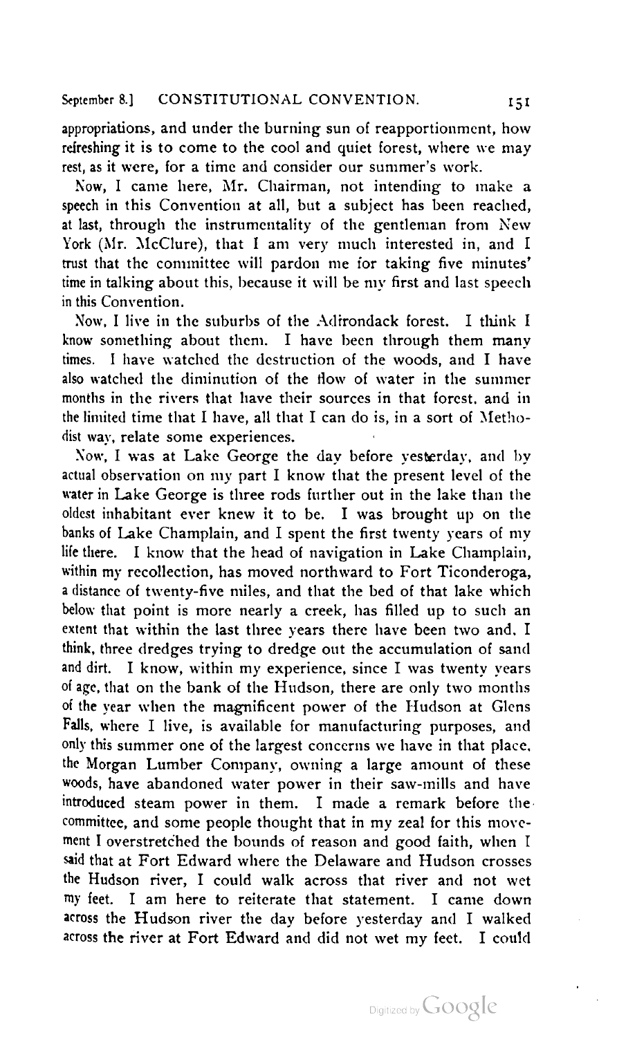appropriations, and under the burning sun of reapportionment, how refreshing it is to come to the cool and quiet forest, where we may rest, as it were, for a time and consider our summer's work.

Now, I came here, Mr. Chairman, not intending to make a speech in this Convention at all, but a subject has been reached, at last, through the instrumentality of the gentleman from New York (Mr. McClure), that I am very much interested in, and I trust that the committee will pardon me for taking five minutes' time in talking about this, because it will be my first and last speech in this Convention.

Now, I live in the suburbs of the Adirondack forest. I think I know something about them. I have been through them many times. I have watched the destruction of the woods, and I have also watched the diminution of the flow of water in the summer months in the rivers that have their sources in that forest, and in the limited time that I have, all that I can do is, in a sort of Methodist way, relate some experiences.

Now, I was at Lake George the day before yesterday, and by actual observation on my part I know that the present level of the water in Lake George is three rods further out in the lake than the oldest inhabitant ever knew it to be. I was brought up on the banks of Lake Champlain, and I spent the first twenty years of my life there. I know that the head of navigation in Lake Champlain, within my recollection, has moved northward to Fort Ticonderoga, a distance of twenty-five miles, and that the bed of that lake which below that point is more nearly a creek, has filled up to such an extent that within the last three years there have been two and, I think, three dredges trying to dredge out the accumulation of sand and dirt. I know, within my experience, since I was twenty years of age, that on the bank of the Hudson, there are only two months of the year when the magnificent power of the Hudson at Glens Falls, where I live, is available for manufacturing purposes, and only this summer one of the largest concerns we have in that place, the Morgan Lumber Company, owning a large amount of these woods, have abandoned water power in their saw-mills and have introduced steam power in them. I made a remark before the committee, and some people thought that in my zeal for this movement I overstretched the bounds of reason and good faith, when I said that at Fort Edward where the Delaware and Hudson crosses the Hudson river, I could walk across that river and not wet my feet. I am here to reiterate that statement. I came down across the Hudson river the day before yesterday and I walked across the river at Fort Edward and did not wet my feet. I could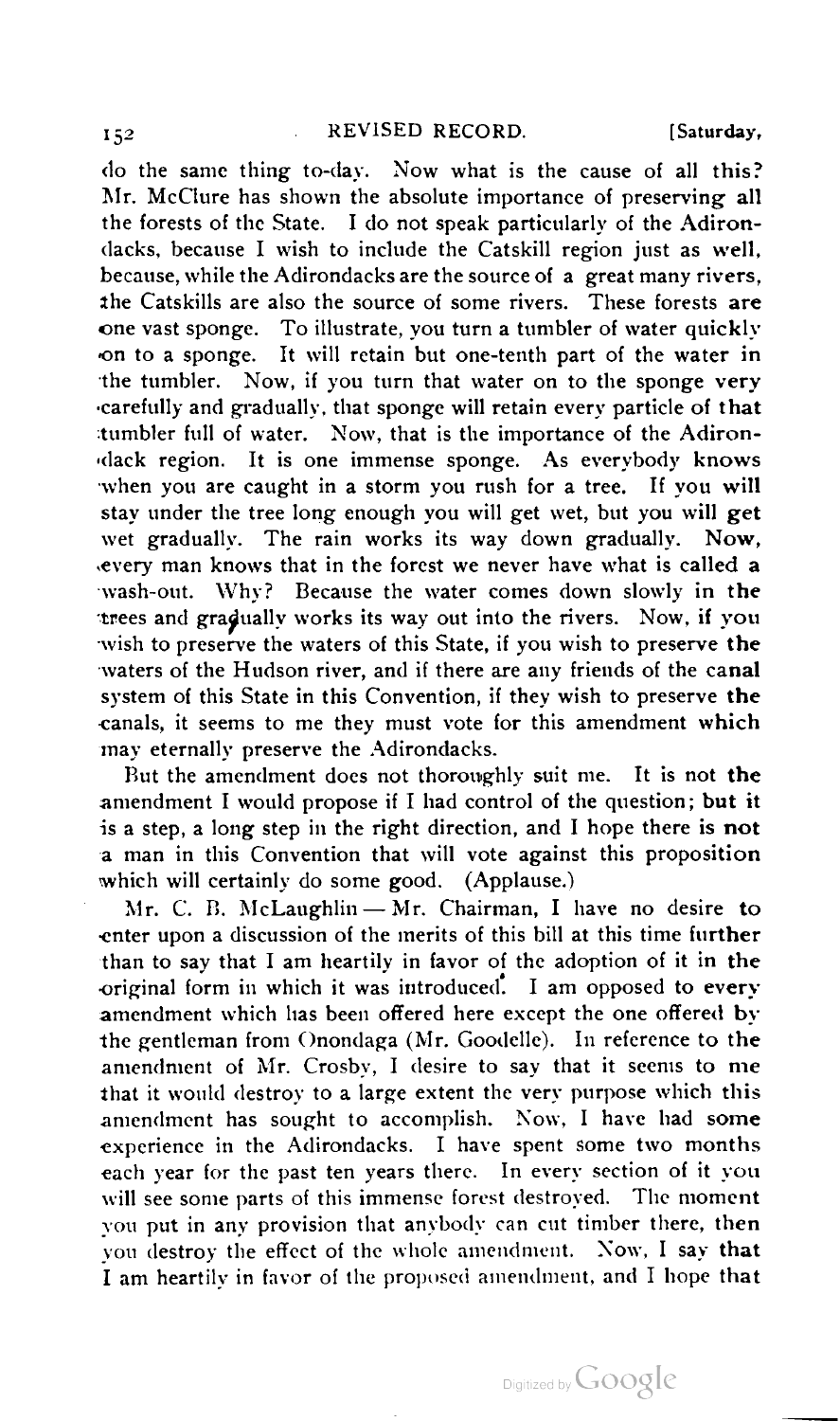do the same thing to-day. Now what is the cause of all this? Mr. McClure has shown the absolute importance of preserving all the forests of the State. I do not speak particularly of the Adirondacks, because I wish to include the Catskill region just as well, because, while the Adirondacks are the source of a great many rivers, the Catskills are also the source of some rivers. These forests are one vast sponge. To illustrate, you turn a tumbler of water quickly on to a sponge. It will retain but one-tenth part of the water in the tumbler. Now, if you turn that water on to the sponge very carefully and gradually, that sponge will retain every particle of that tumbler full of water. Now, that is the importance of the Adirondack region. It is one immense sponge. As everybody knows when you are caught in a storm you rush for a tree. If you will stay under the tree long enough you will get wet, but you will get wet gradually. The rain works its way down gradually. Now, every man knows that in the forest we never have what is called a wash-out. Why? Because the water comes down slowly in the trees and gradually works its way out into the rivers. Now, if you wish to preserve the waters of this State, if you wish to preserve the waters of the Hudson river, and if there are any friends of the canal system of this State in this Convention, if they wish to preserve the canals, it seems to me they must vote for this amendment which may eternally preserve the Adirondacks.

But the amendment does not thoroughly suit me. It is not the amendment I would propose if I had control of the question; but it is a step, a long step in the right direction, and I hope there is not a man in this Convention that will vote against this proposition which will certainly do some good. (Applause.)

Mr. C. B. McLaughlin — Mr. Chairman, I have no desire to enter upon a discussion of the merits of this bill at this time further than to say that I am heartily in favor of the adoption of it in the original form in which it was introduced. I am opposed to every amendment which has been offered here except the one offered by the gentleman from Onondaga (Mr. Goodelle). In reference to the amendment of Mr. Crosby, I desire to say that it seems to me that it would destroy to a large extent the very purpose which this amendment has sought to accomplish. Now, I have had some experience in the Adirondacks. I have spent some two months each year for the past ten years there. In every section of it you will see some parts of this immense forest destroyed. The moment you put in any provision that anybody can cut timber there, then you destroy the effect of the whole amendment. Now, I say that I am heartily in favor of the proposed amendment, and I hope that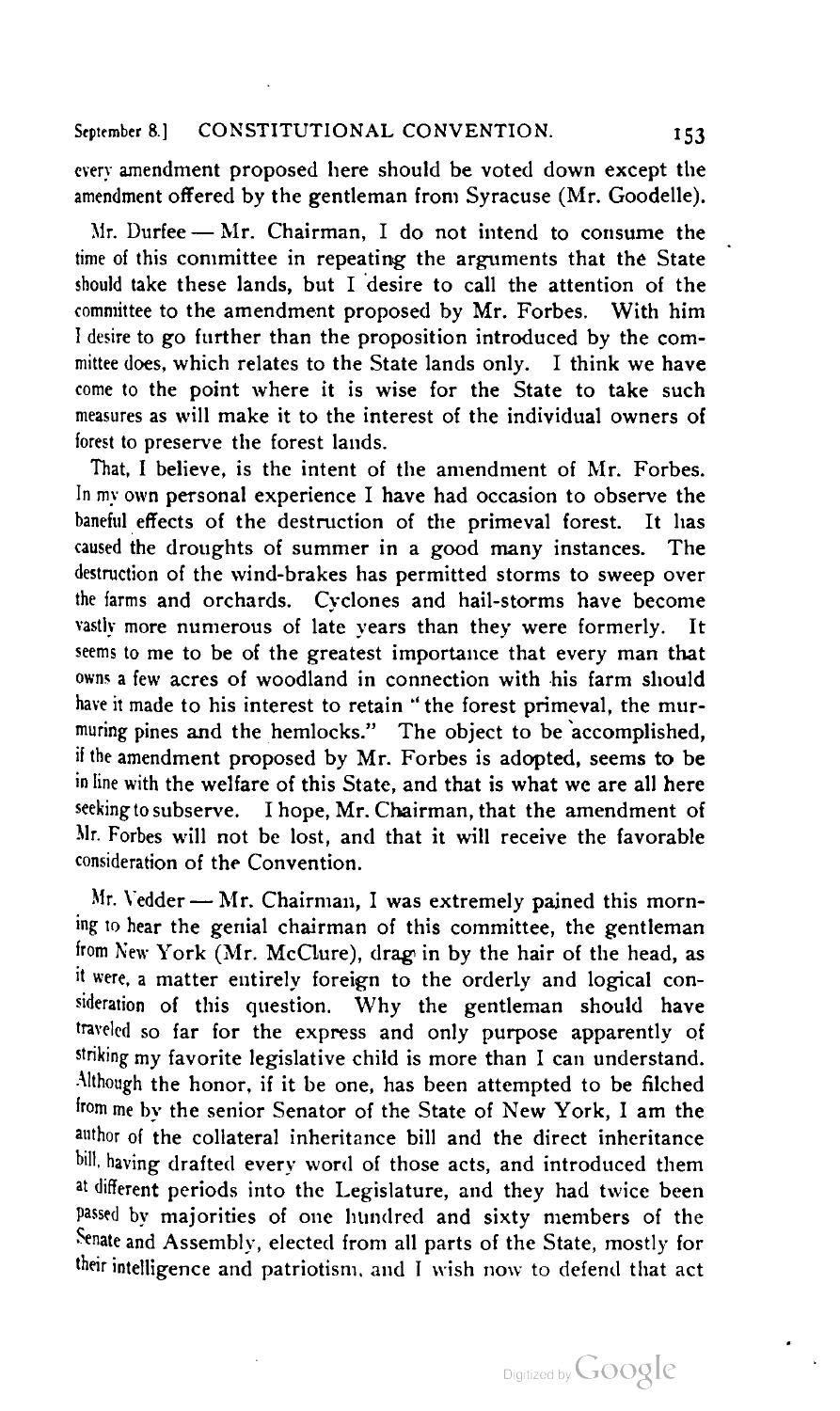every amendment proposed here should be voted down except the amendment offered by the gentleman from Syracuse (Mr. Goodelle).

Mr. Durfee — Mr. Chairman, I do not intend to consume the time of this committee in repeating the arguments that the State should take these lands, but I desire to call the attention of the committee to the amendment proposed by Mr. Forbes. With him I desire to go further than the proposition introduced by the committee does, which relates to the State lands only. I think we have come to the point where it is wise for the State to take such measures as will make it to the interest of the individual owners of forest to preserve the forest lands.

That, I believe, is the intent of the amendment of Mr. Forbes. In my own personal experience I have had occasion to observe the baneful effects of the destruction of the primeval forest. It has caused the droughts of summer in a good many instances. The destruction of the wind-brakes has permitted storms to sweep over the farms and orchards. Cyclones and hail-storms have become vastly more numerous of late years than they were formerly. It seems to me to be of the greatest importance that every man that owns a few acres of woodland in connection with his farm should have it made to his interest to retain "the forest primeval, the murmuring pines and the hemlocks." The object to be accomplished, if the amendment proposed by Mr. Forbes is adopted, seems to be in line with the welfare of this State, and that is what we are all here seeking to subserve. I hope, Mr. Chairman, that the amendment of Mr. Forbes will not be lost, and that it will receive the favorable consideration of the Convention.

Mr. Vedder — Mr. Chairman, I was extremely pained this morning to hear the genial chairman of this committee, the gentleman from New York (Mr. McClure), drag in by the hair of the head, as it were, a matter entirely foreign to the orderly and logical consideration of this question. Why the gentleman should have traveled so far for the express and only purpose apparently of striking my favorite legislative child is more than I can understand. Although the honor, if it be one, has been attempted to be filched from me by the senior Senator of the State of New York, I am the author of the collateral inheritance bill and the direct inheritance bill, having drafted every word of those acts, and introduced them at different periods into the Legislature, and they had twice been passed by majorities of one hundred and sixty members of the Senate and Assembly, elected from all parts of the State, mostly for their intelligence and patriotism, and I wish now to defend that act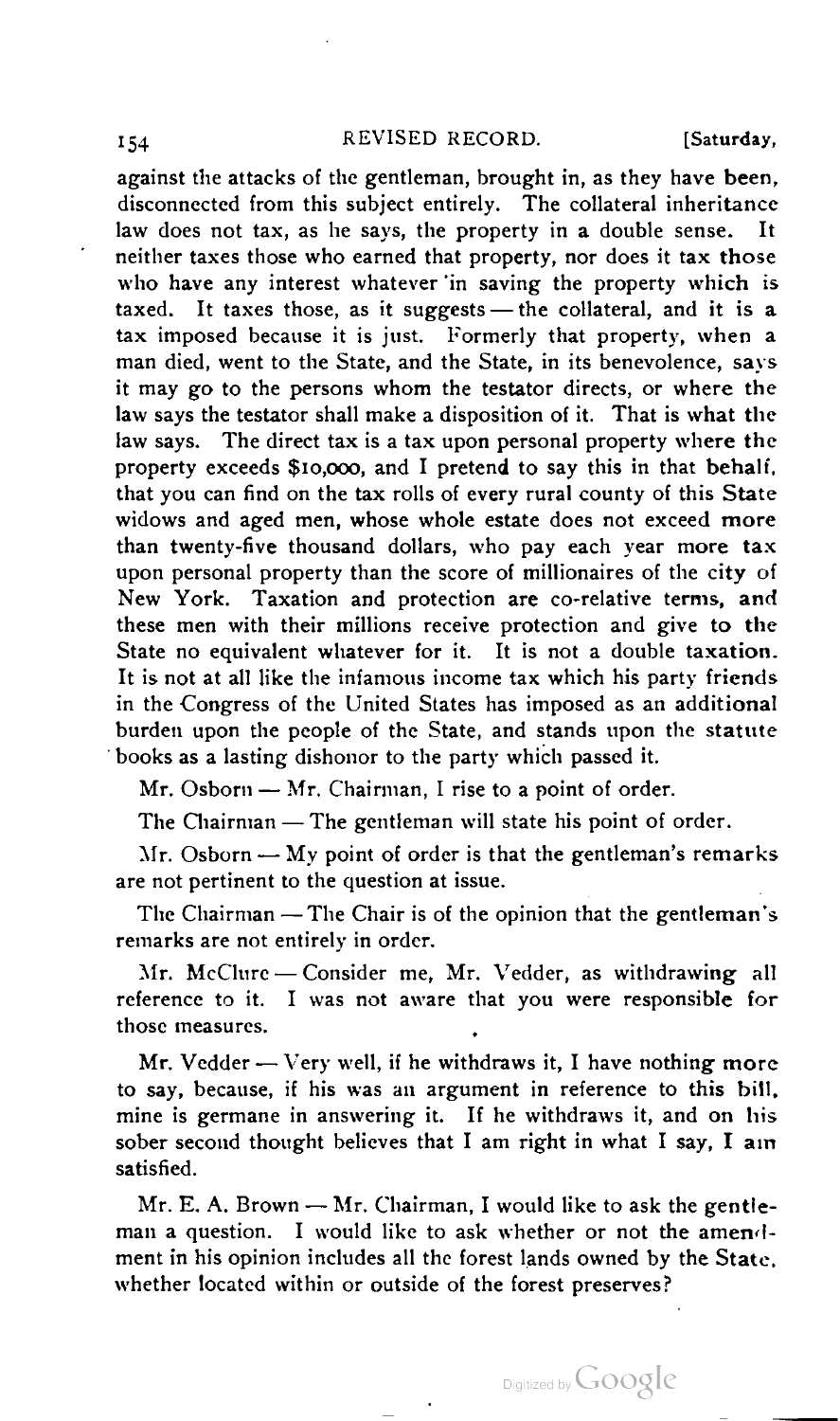against the attacks of the gentleman, brought in, as they have been, disconnected from this subject entirely. The collateral inheritance law does not tax, as he says, the property in a double sense. It neither taxes those who earned that property, nor does it tax those who have any interest whatever in saving the property which is taxed. It taxes those, as it suggests — the collateral, and it is a tax imposed because it is just. Formerly that property, when a man died, went to the State, and the State, in its benevolence, says it may go to the persons whom the testator directs, or where the law says the testator shall make a disposition of it. That is what the law says. The direct tax is a tax upon personal property where the property exceeds $10,000, and I pretend to say this in that behalf, that you can find on the tax rolls of every rural county of this State widows and aged men, whose whole estate does not exceed more than twenty-five thousand dollars, who pay each year more tax upon personal property than the score of millionaires of the city of New York. Taxation and protection are co-relative terms, and these men with their millions receive protection and give to the State no equivalent whatever for it. It is not a double taxation. It is not at all like the infamous income tax which his party friends in the Congress of the United States has imposed as an additional burden upon the people of the State, and stands upon the statute books as a lasting dishonor to the party which passed it.

Mr. Osborn — Mr. Chairman, I rise to a point of order.

The Chairman — The gentleman will state his point of order.

Mr. Osborn — My point of order is that the gentleman's remarks are not pertinent to the question at issue.

The Chairman — The Chair is of the opinion that the gentleman's remarks are not entirely in order.

Mr. McClure — Consider me, Mr. Vedder, as withdrawing all reference to it. I was not aware that you were responsible for those measures.

Mr. Vedder — Very well, if he withdraws it, I have nothing more to say, because, if his was an argument in reference to this bill, mine is germane in answering it. If he withdraws it, and on his sober second thought believes that I am right in what I say, I am satisfied.

Mr. E. A. Brown — Mr. Chairman, I would like to ask the gentleman a question. I would like to ask whether or not the amendment in his opinion includes all the forest lands owned by the State, whether located within or outside of the forest preserves?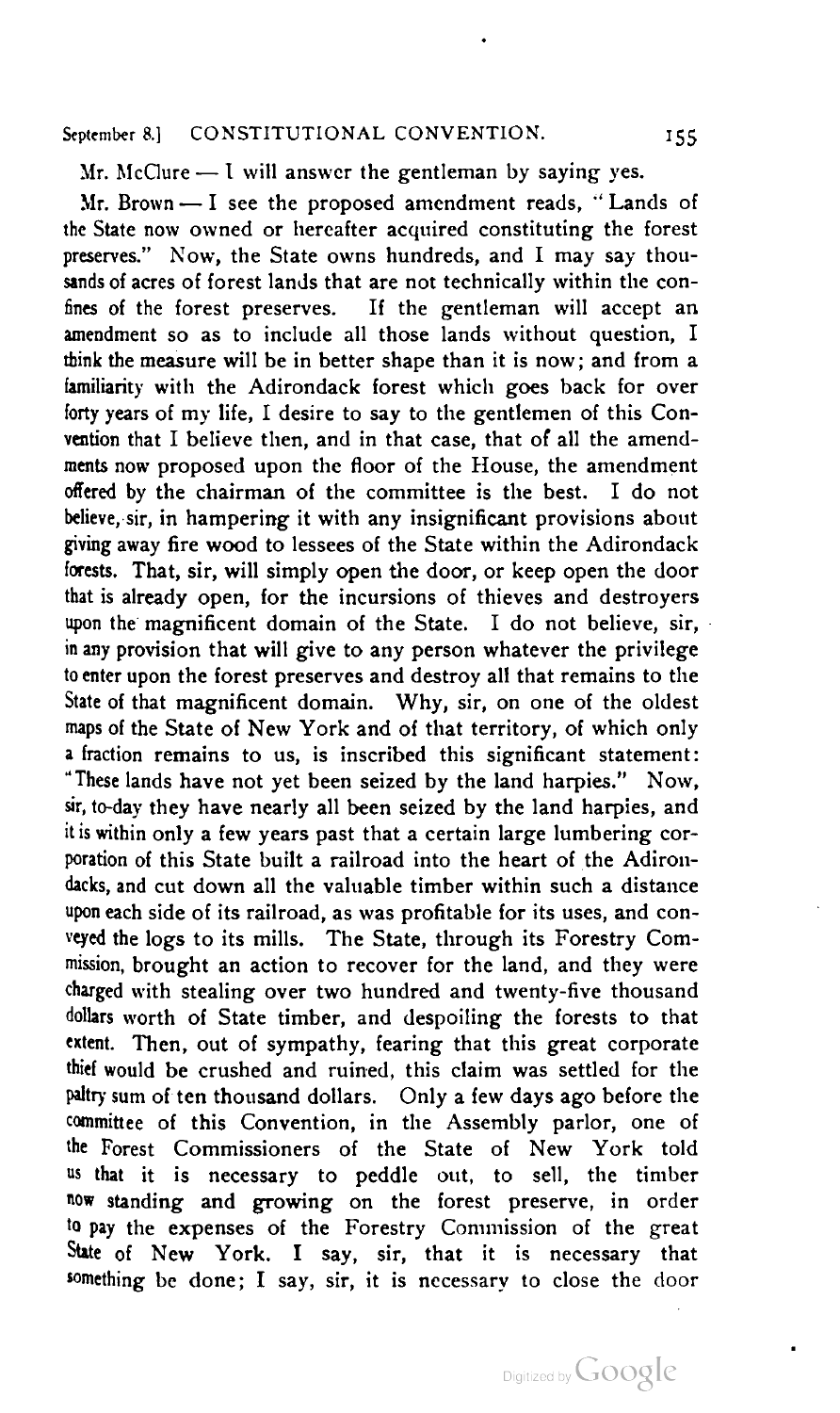Mr. McClure — I will answer the gentleman by saying yes.

Mr. Brown — I see the proposed amendment reads, "Lands of the State now owned or hereafter acquired constituting the forest preserves." Now, the State owns hundreds, and I may say thousands of acres of forest lands that are not technically within the confines of the forest preserves. If the gentleman will accept an amendment so as to include all those lands without question, I think the measure will be in better shape than it is now; and from a familiarity with the Adirondack forest which goes back for over forty years of my life, I desire to say to the gentlemen of this Convention that I believe then, and in that case, that of all the amendments now proposed upon the floor of the House, the amendment offered by the chairman of the committee is the best. I do not believe, sir, in hampering it with any insignificant provisions about giving away fire wood to lessees of the State within the Adirondack forests. That, sir, will simply open the door, or keep open the door that is already open, for the incursions of thieves and destroyers upon the magnificent domain of the State. I do not believe, sir, in any provision that will give to any person whatever the privilege to enter upon the forest preserves and destroy all that remains to the State of that magnificent domain. Why, sir, on one of the oldest maps of the State of New York and of that territory, of which only a fraction remains to us, is inscribed this significant statement: "These lands have not yet been seized by the land harpies." Now, sir, to-day they have nearly all been seized by the land harpies, and it is within only a few years past that a certain large lumbering corporation of this State built a railroad into the heart of the Adirondacks, and cut down all the valuable timber within such a distance upon each side of its railroad, as was profitable for its uses, and conveyed the logs to its mills. The State, through its Forestry Commission, brought an action to recover for the land, and they were charged with stealing over two hundred and twenty-five thousand dollars worth of State timber, and despoiling the forests to that extent. Then, out of sympathy, fearing that this great corporate thief would be crushed and ruined, this claim was settled for the paltry sum of ten thousand dollars. Only a few days ago before the committee of this Convention, in the Assembly parlor, one of the Forest Commissioners of the State of New York told us that it is necessary to peddle out, to sell, the timber now standing and growing on the forest preserve, in order to pay the expenses of the Forestry Commission of the great State of New York. I say, sir, that it is necessary that something be done; I say, sir, it is necessary to close the door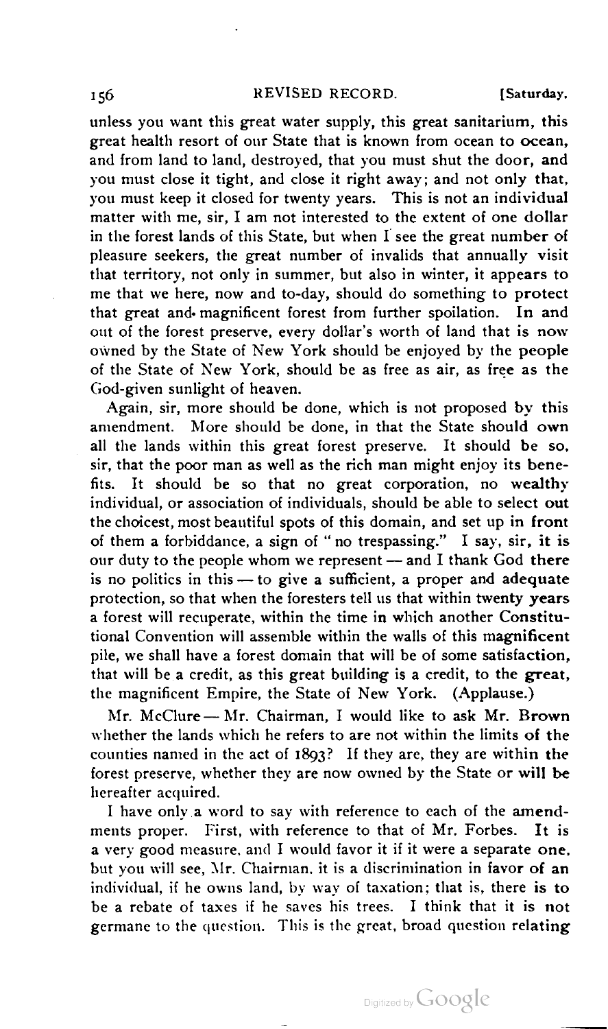unless you want this great water supply, this great sanitarium, this great health resort of our State that is known from ocean to ocean, and from land to land, destroyed, that you must shut the door, and you must close it tight, and close it right away; and not only that, you must keep it closed for twenty years. This is not an individual matter with me, sir, I am not interested to the extent of one dollar in the forest lands of this State, but when I see the great number of pleasure seekers, the great number of invalids that annually visit that territory, not only in summer, but also in winter, it appears to me that we here, now and to-day, should do something to protect that great and magnificent forest from further spoilation. In and out of the forest preserve, every dollar's worth of land that is now owned by the State of New York should be enjoyed by the people of the State of New York, should be as free as air, as free as the God-given sunlight of heaven.

Again, sir, more should be done, which is not proposed by this amendment. More should be done, in that the State should own all the lands within this great forest preserve. It should be so, sir, that the poor man as well as the rich man might enjoy its benefits. It should be so that no great corporation, no wealthy individual, or association of individuals, should be able to select out the choicest, most beautiful spots of this domain, and set up in front of them a forbiddance, a sign of "no trespassing." I say, sir, it is our duty to the people whom we represent — and I thank God there is no politics in this — to give a sufficient, a proper and adequate protection, so that when the foresters tell us that within twenty years a forest will recuperate, within the time in which another Constitutional Convention will assemble within the walls of this magnificent pile, we shall have a forest domain that will be of some satisfaction, that will be a credit, as this great building is a credit, to the great, the magnificent Empire, the State of New York. (Applause.)

Mr. McClure — Mr. Chairman, I would like to ask Mr. Brown whether the lands which he refers to are not within the limits of the counties named in the act of 1893? If they are, they are within the forest preserve, whether they are now owned by the State or will be hereafter acquired.

I have only a word to say with reference to each of the amendments proper. First, with reference to that of Mr. Forbes. It is a very good measure, and I would favor it if it were a separate one, but you will see, Mr. Chairman, it is a discrimination in favor of an individual, if he owns land, by way of taxation; that is, there is to be a rebate of taxes if he saves his trees. I think that it is not germane to the question. This is the great, broad question relating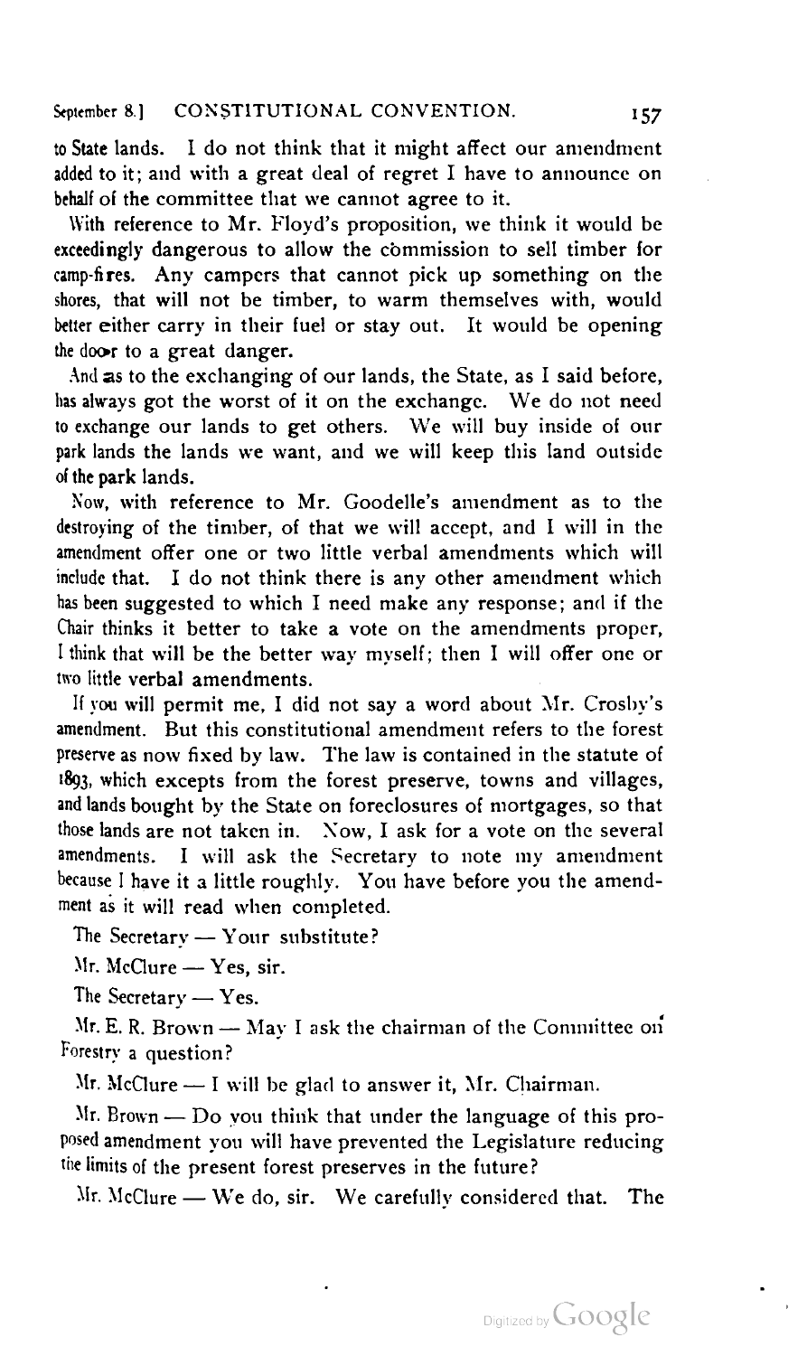to State lands. I do not think that it might affect our amendment added to it; and with a great deal of regret I have to announce on behalf of the committee that we cannot agree to it.

With reference to Mr. Floyd's proposition, we think it would be exceedingly dangerous to allow the commission to sell timber for camp-fires. Any campers that cannot pick up something on the shores, that will not be timber, to warm themselves with, would better either carry in their fuel or stay out. It would be opening the door to a great danger.

And as to the exchanging of our lands, the State, as I said before, has always got the worst of it on the exchange. We do not need to exchange our lands to get others. We will buy inside of our park lands the lands we want, and we will keep this land outside of the park lands.

Now, with reference to Mr. Goodelle's amendment as to the destroying of the timber, of that we will accept, and I will in the amendment offer one or two little verbal amendments which will include that. I do not think there is any other amendment which has been suggested to which I need make any response; and if the Chair thinks it better to take a vote on the amendments proper, I think that will be the better way myself; then I will offer one or two little verbal amendments.

If you will permit me, I did not say a word about Mr. Crosby's amendment. But this constitutional amendment refers to the forest preserve as now fixed by law. The law is contained in the statute of 1893, which excepts from the forest preserve, towns and villages, and lands bought by the State on foreclosures of mortgages, so that those lands are not taken in. Now, I ask for a vote on the several amendments. I will ask the Secretary to note my amendment because I have it a little roughly. You have before you the amendment as it will read when completed.

The Secretary — Your substitute?

Mr. McClure — Yes, sir.

The Secretary — Yes.

Mr. E. R. Brown — May I ask the chairman of the Committee on Forestry a question?

Mr. McClure — I will be glad to answer it, Mr. Chairman.

Mr. Brown — Do you think that under the language of this proposed amendment you will have prevented the Legislature reducing the limits of the present forest preserves in the future?

Mr. McClure — We do, sir. We carefully considered that. The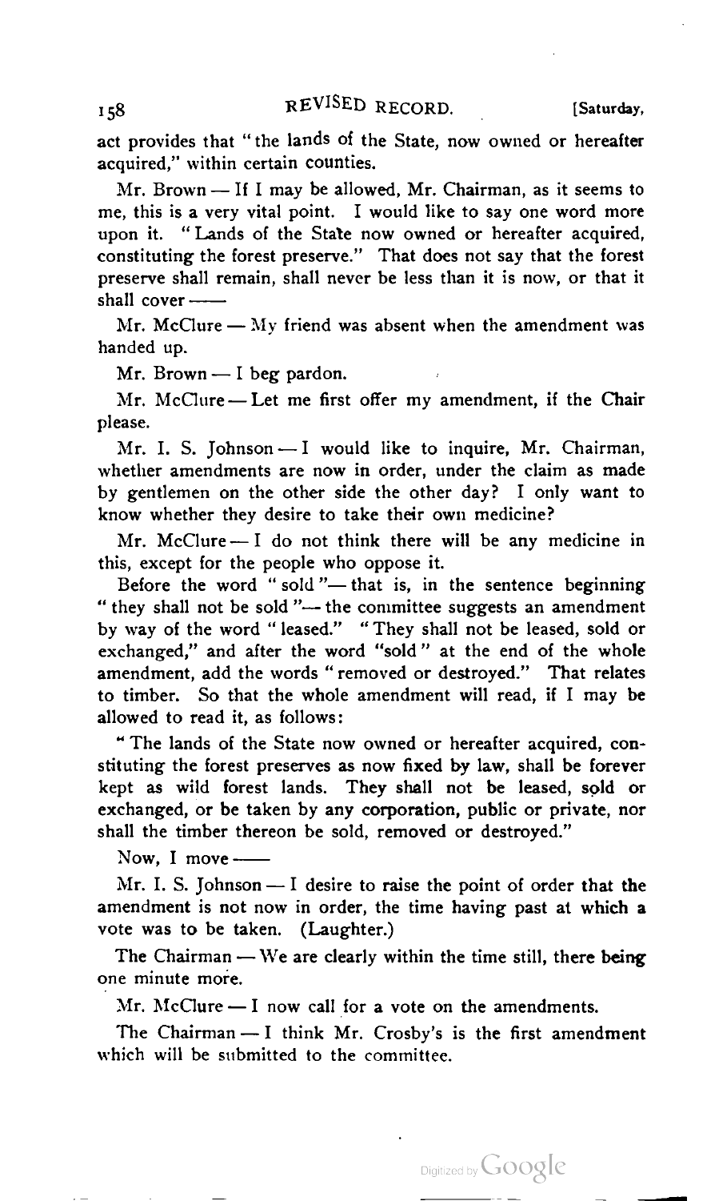act provides that "the lands of the State, now owned or hereafter acquired," within certain counties.

Mr. Brown — If I may be allowed, Mr. Chairman, as it seems to me, this is a very vital point. I would like to say one word more upon it. "Lands of the State now owned or hereafter acquired, constituting the forest preserve." That does not say that the forest preserve shall remain, shall never be less than it is now, or that it shall cover ——

Mr. McClure — My friend was absent when the amendment was handed up.

Mr. Brown — I beg pardon.

Mr. McClure — Let me first offer my amendment, if the Chair please.

Mr. I. S. Johnson — I would like to inquire, Mr. Chairman, whether amendments are now in order, under the claim as made by gentlemen on the other side the other day? I only want to know whether they desire to take their own medicine?

Mr. McClure — I do not think there will be any medicine in this, except for the people who oppose it.

Before the word "sold"— that is, in the sentence beginning "they shall not be sold"— the committee suggests an amendment by way of the word "leased." "They shall not be leased, sold or exchanged," and after the word "sold" at the end of the whole amendment, add the words "removed or destroyed." That relates to timber. So that the whole amendment will read, if I may be allowed to read it, as follows:

"The lands of the State now owned or hereafter acquired, constituting the forest preserves as now fixed by law, shall be forever kept as wild forest lands. They shall not be leased, sold or exchanged, or be taken by any corporation, public or private, nor shall the timber thereon be sold, removed or destroyed."

Now, I move ——

Mr. I. S. Johnson — I desire to raise the point of order that the amendment is not now in order, the time having past at which a vote was to be taken. (Laughter.)

The Chairman — We are clearly within the time still, there being one minute more.

Mr. McClure — I now call for a vote on the amendments.

The Chairman — I think Mr. Crosby's is the first amendment which will be submitted to the committee.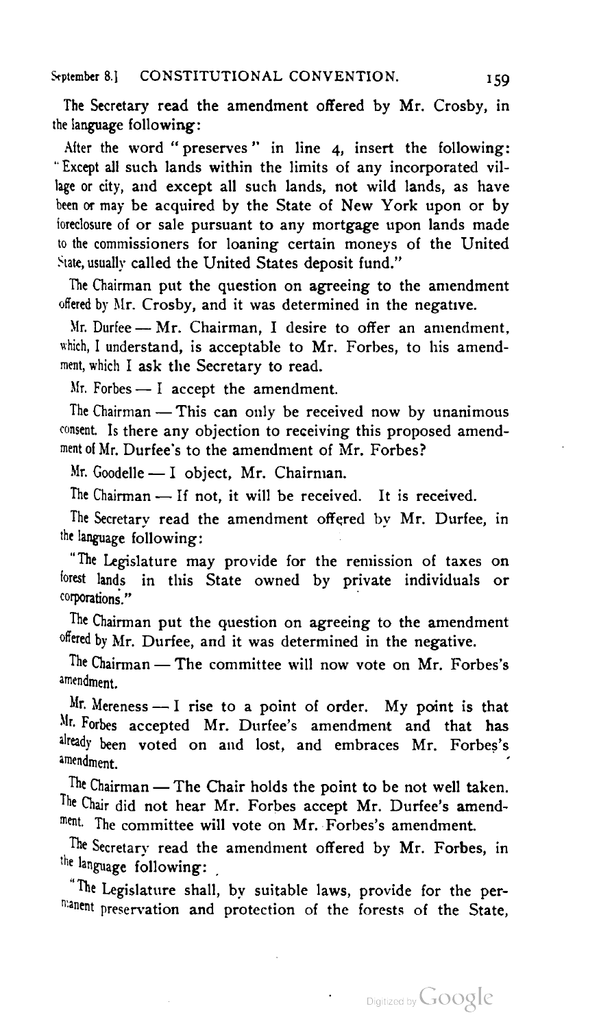The Secretary read the amendment offered by Mr. Crosby, in the language following:

After the word "preserves" in line 4, insert the following: "Except all such lands within the limits of any incorporated village or city, and except all such lands, not wild lands, as have been or may be acquired by the State of New York upon or by foreclosure of or sale pursuant to any mortgage upon lands made to the commissioners for loaning certain moneys of the United State, usually called the United States deposit fund."

The Chairman put the question on agreeing to the amendment offered by Mr. Crosby, and it was determined in the negative.

Mr. Durfee — Mr. Chairman, I desire to offer an amendment, which, I understand, is acceptable to Mr. Forbes, to his amendment, which I ask the Secretary to read.

Mr. Forbes — I accept the amendment.

The Chairman — This can only be received now by unanimous consent. Is there any objection to receiving this proposed amendment of Mr. Durfee's to the amendment of Mr. Forbes?

Mr. Goodelle — I object, Mr. Chairman.

The Chairman — If not, it will be received. It is received.

The Secretary read the amendment offered by Mr. Durfee, in the language following:

"The Legislature may provide for the remission of taxes on forest lands in this State owned by private individuals or corporations."

The Chairman put the question on agreeing to the amendment offered by Mr. Durfee, and it was determined in the negative.

The Chairman — The committee will now vote on Mr. Forbes's amendment.

Mr. Mereness — I rise to a point of order. My point is that Mr. Forbes accepted Mr. Durfee's amendment and that has already been voted on and lost, and embraces Mr. Forbes's amendment.

The Chairman — The Chair holds the point to be not well taken. The Chair did not hear Mr. Forbes accept Mr. Durfee's amendment. The committee will vote on Mr. Forbes's amendment.

The Secretary read the amendment offered by Mr. Forbes, in the language following:

"The Legislature shall, by suitable laws, provide for the permanent preservation and protection of the forests of the State,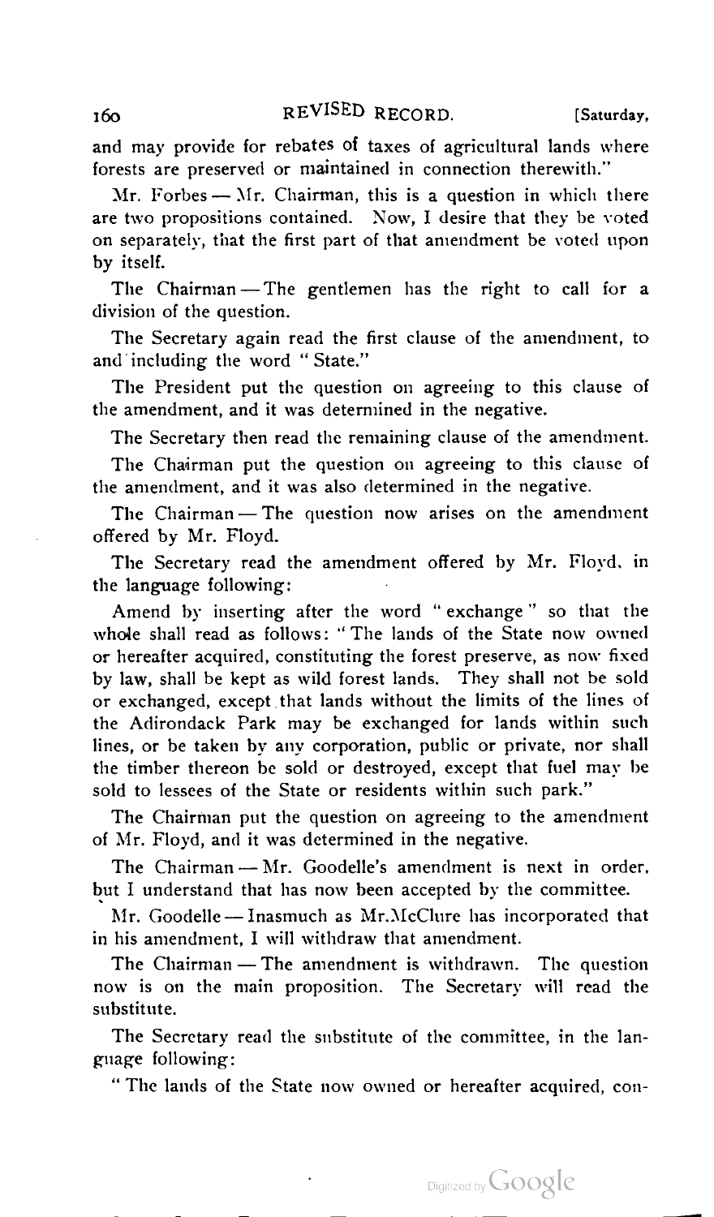and may provide for rebates of taxes of agricultural lands where forests are preserved or maintained in connection therewith."

Mr. Forbes — Mr. Chairman, this is a question in which there are two propositions contained. Now, I desire that they be voted on separately, that the first part of that amendment be voted upon by itself.

The Chairman — The gentlemen has the right to call for a division of the question.

The Secretary again read the first clause of the amendment, to and including the word "State."

The President put the question on agreeing to this clause of the amendment, and it was determined in the negative.

The Secretary then read the remaining clause of the amendment.

The Chairman put the question on agreeing to this clause of the amendment, and it was also determined in the negative.

The Chairman — The question now arises on the amendment offered by Mr. Floyd.

The Secretary read the amendment offered by Mr. Floyd, in the language following:

Amend by inserting after the word "exchange" so that the whole shall read as follows: "The lands of the State now owned or hereafter acquired, constituting the forest preserve, as now fixed by law, shall be kept as wild forest lands. They shall not be sold or exchanged, except that lands without the limits of the lines of the Adirondack Park may be exchanged for lands within such lines, or be taken by any corporation, public or private, nor shall the timber thereon be sold or destroyed, except that fuel may be sold to lessees of the State or residents within such park."

The Chairman put the question on agreeing to the amendment of Mr. Floyd, and it was determined in the negative.

The Chairman — Mr. Goodelle's amendment is next in order, but I understand that has now been accepted by the committee.

Mr. Goodelle — Inasmuch as Mr. McClure has incorporated that in his amendment, I will withdraw that amendment.

The Chairman — The amendment is withdrawn. The question now is on the main proposition. The Secretary will read the substitute.

The Secretary read the substitute of the committee, in the language following:

"The lands of the State now owned or hereafter acquired, con-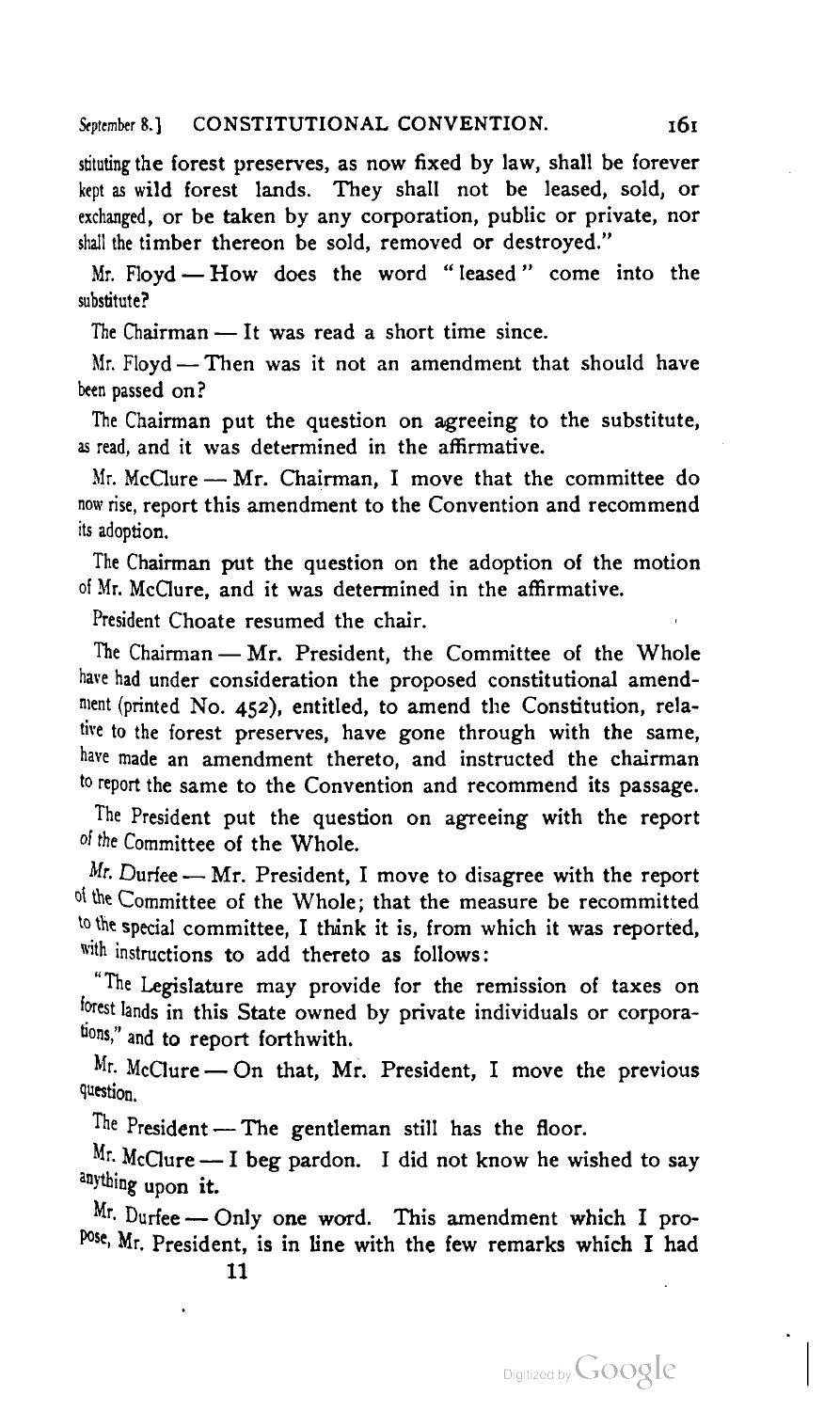stituting the forest preserves, as now fixed by law, shall be forever kept as wild forest lands. They shall not be leased, sold, or exchanged, or be taken by any corporation, public or private, nor shall the timber thereon be sold, removed or destroyed."

Mr. Floyd — How does the word "leased" come into the substitute?

The Chairman — It was read a short time since.

Mr. Floyd — Then was it not an amendment that should have been passed on?

The Chairman put the question on agreeing to the substitute, as read, and it was determined in the affirmative.

Mr. McClure — Mr. Chairman, I move that the committee do now rise, report this amendment to the Convention and recommend its adoption.

The Chairman put the question on the adoption of the motion of Mr. McClure, and it was determined in the affirmative.

President Choate resumed the chair.

The Chairman — Mr. President, the Committee of the Whole have had under consideration the proposed constitutional amendment (printed No. 452), entitled, to amend the Constitution, relative to the forest preserves, have gone through with the same, have made an amendment thereto, and instructed the chairman to report the same to the Convention and recommend its passage.

The President put the question on agreeing with the report of the Committee of the Whole.

Mr. Durfee — Mr. President, I move to disagree with the report of the Committee of the Whole; that the measure be recommitted to the special committee, I think it is, from which it was reported, with instructions to add thereto as follows:

"The Legislature may provide for the remission of taxes on forest lands in this State owned by private individuals or corporations," and to report forthwith.

Mr. McClure — On that, Mr. President, I move the previous question.

The President — The gentleman still has the floor.

Mr. McClure — I beg pardon. I did not know he wished to say anything upon it.

Mr. Durfee — Only one word. This amendment which I propose, Mr. President, is in line with the few remarks which I had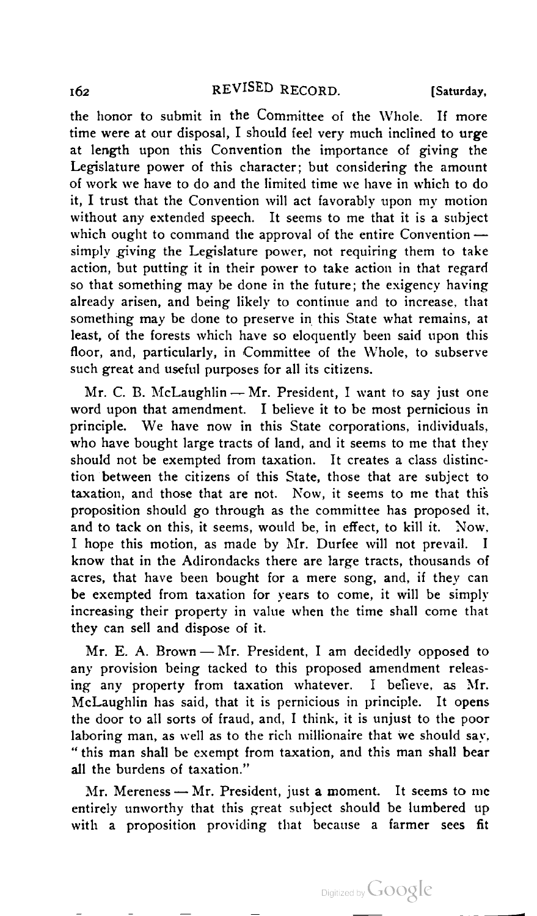the honor to submit in the Committee of the Whole. If more time were at our disposal, I should feel very much inclined to urge at length upon this Convention the importance of giving the Legislature power of this character; but considering the amount of work we have to do and the limited time we have in which to do it, I trust that the Convention will act favorably upon my motion without any extended speech. It seems to me that it is a subject which ought to command the approval of the entire Convention — simply giving the Legislature power, not requiring them to take action, but putting it in their power to take action in that regard so that something may be done in the future; the exigency having already arisen, and being likely to continue and to increase, that something may be done to preserve in this State what remains, at least, of the forests which have so eloquently been said upon this floor, and, particularly, in Committee of the Whole, to subserve such great and useful purposes for all its citizens.

Mr. C. B. McLaughlin — Mr. President, I want to say just one word upon that amendment. I believe it to be most pernicious in principle. We have now in this State corporations, individuals, who have bought large tracts of land, and it seems to me that they should not be exempted from taxation. It creates a class distinction between the citizens of this State, those that are subject to taxation, and those that are not. Now, it seems to me that this proposition should go through as the committee has proposed it, and to tack on this, it seems, would be, in effect, to kill it. Now, I hope this motion, as made by Mr. Durfee will not prevail. I know that in the Adirondacks there are large tracts, thousands of acres, that have been bought for a mere song, and, if they can be exempted from taxation for years to come, it will be simply increasing their property in value when the time shall come that they can sell and dispose of it.

Mr. E. A. Brown — Mr. President, I am decidedly opposed to any provision being tacked to this proposed amendment releasing any property from taxation whatever. I believe, as Mr. McLaughlin has said, that it is pernicious in principle. It opens the door to all sorts of fraud, and, I think, it is unjust to the poor laboring man, as well as to the rich millionaire that we should say, "this man shall be exempt from taxation, and this man shall bear all the burdens of taxation."

Mr. Mereness — Mr. President, just a moment. It seems to me entirely unworthy that this great subject should be lumbered up with a proposition providing that because a farmer sees fit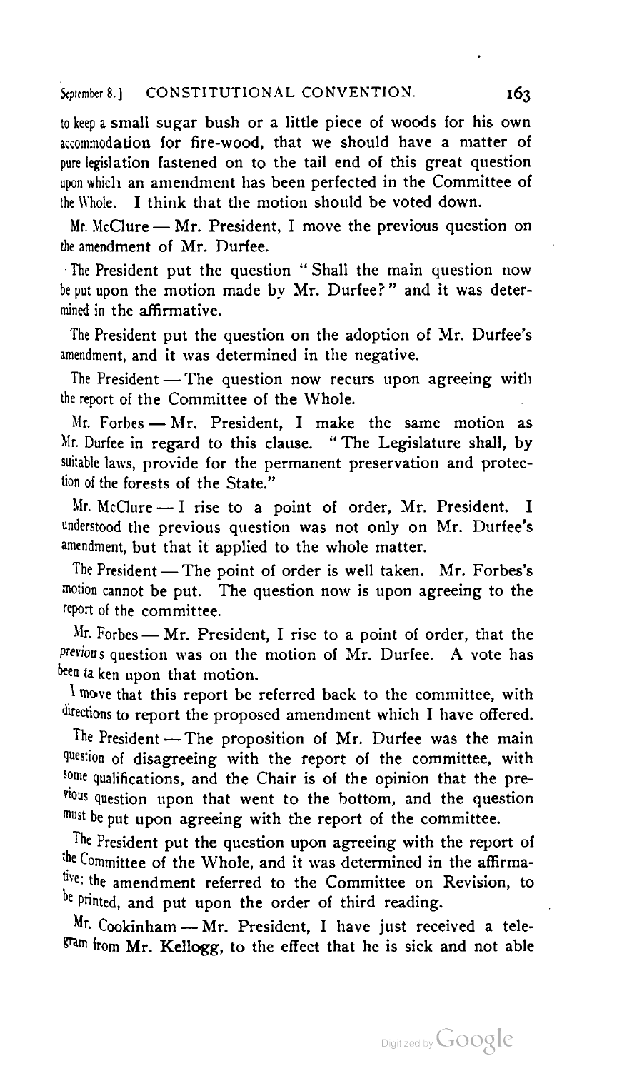to keep a small sugar bush or a little piece of woods for his own accommodation for fire-wood, that we should have a matter of pure legislation fastened on to the tail end of this great question upon which an amendment has been perfected in the Committee of the Whole. I think that the motion should be voted down.

Mr. McClure — Mr. President, I move the previous question on the amendment of Mr. Durfee.

The President put the question "Shall the main question now be put upon the motion made by Mr. Durfee?" and it was determined in the affirmative.

The President put the question on the adoption of Mr. Durfee's amendment, and it was determined in the negative.

The President — The question now recurs upon agreeing with the report of the Committee of the Whole.

Mr. Forbes — Mr. President, I make the same motion as Mr. Durfee in regard to this clause. "The Legislature shall, by suitable laws, provide for the permanent preservation and protection of the forests of the State."

Mr. McClure — I rise to a point of order, Mr. President. I understood the previous question was not only on Mr. Durfee's amendment, but that it applied to the whole matter.

The President — The point of order is well taken. Mr. Forbes's motion cannot be put. The question now is upon agreeing to the report of the committee.

Mr. Forbes — Mr. President, I rise to a point of order, that the previous question was on the motion of Mr. Durfee. A vote has been taken upon that motion.

I move that this report be referred back to the committee, with directions to report the proposed amendment which I have offered.

The President — The proposition of Mr. Durfee was the main question of disagreeing with the report of the committee, with some qualifications, and the Chair is of the opinion that the previous question upon that went to the bottom, and the question must be put upon agreeing with the report of the committee.

The President put the question upon agreeing with the report of the Committee of the Whole, and it was determined in the affirmative; the amendment referred to the Committee on Revision, to be printed, and put upon the order of third reading.

Mr. Cookinham — Mr. President, I have just received a telegram from Mr. Kellogg, to the effect that he is sick and not able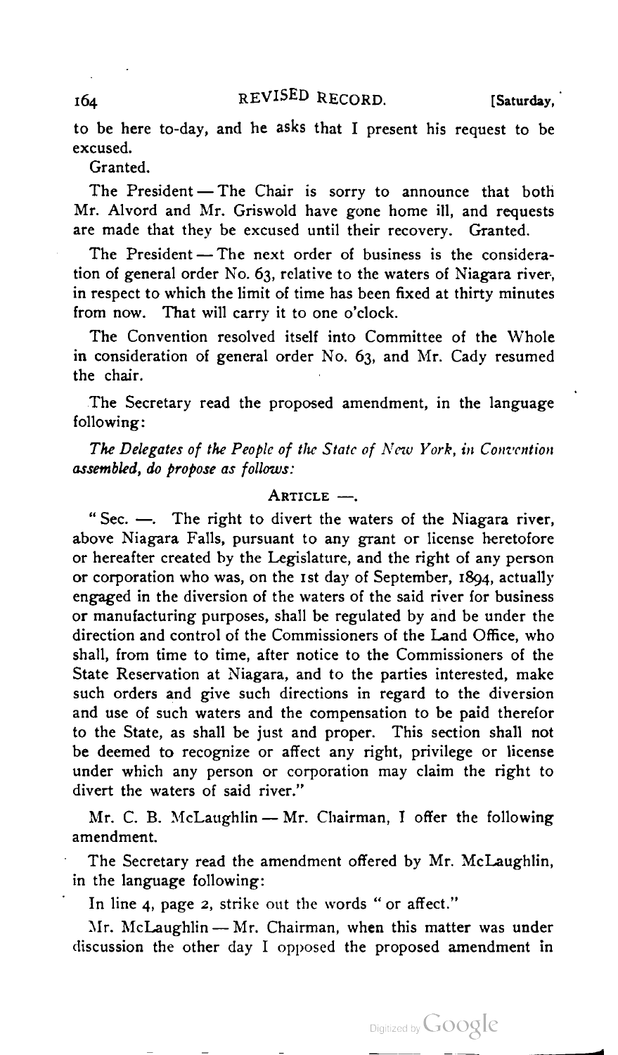to be here to-day, and he asks that I present his request to be excused.

Granted.

The President — The Chair is sorry to announce that both Mr. Alvord and Mr. Griswold have gone home ill, and requests are made that they be excused until their recovery. Granted.

The President — The next order of business is the consideration of general order No. 63, relative to the waters of Niagara river, in respect to which the limit of time has been fixed at thirty minutes from now. That will carry it to one o'clock.

The Convention resolved itself into Committee of the Whole in consideration of general order No. 63, and Mr. Cady resumed the chair.

The Secretary read the proposed amendment, in the language following:

*The Delegates of the People of the State of New York, in Convention assembled, do propose as follows:*

ARTICLE —.

"Sec. —. The right to divert the waters of the Niagara river, above Niagara Falls, pursuant to any grant or license heretofore or hereafter created by the Legislature, and the right of any person or corporation who was, on the 1st day of September, 1894, actually engaged in the diversion of the waters of the said river for business or manufacturing purposes, shall be regulated by and be under the direction and control of the Commissioners of the Land Office, who shall, from time to time, after notice to the Commissioners of the State Reservation at Niagara, and to the parties interested, make such orders and give such directions in regard to the diversion and use of such waters and the compensation to be paid therefor to the State, as shall be just and proper. This section shall not be deemed to recognize or affect any right, privilege or license under which any person or corporation may claim the right to divert the waters of said river."

Mr. C. B. McLaughlin — Mr. Chairman, I offer the following amendment.

The Secretary read the amendment offered by Mr. McLaughlin, in the language following:

In line 4, page 2, strike out the words "or affect."

Mr. McLaughlin — Mr. Chairman, when this matter was under discussion the other day I opposed the proposed amendment in